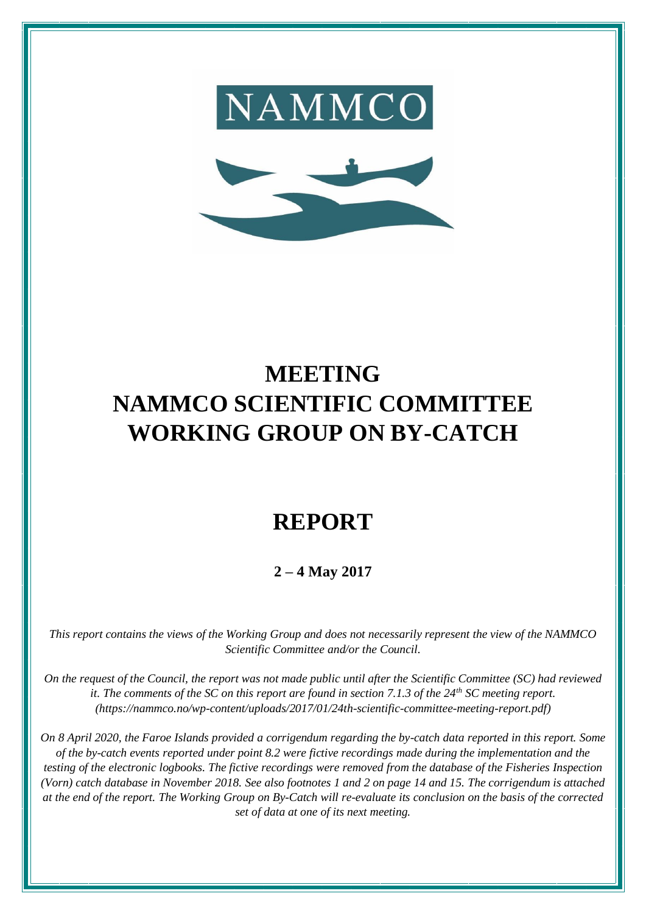NAMMCO

# MEETING
# NAMMCO SCIENTIFIC COMMITTEE
# WORKING GROUP ON BY-CATCH

# REPORT

**2 – 4 May 2017**

*This report contains the views of the Working Group and does not necessarily represent the view of the NAMMCO Scientific Committee and/or the Council.*

*On the request of the Council, the report was not made public until after the Scientific Committee (SC) had reviewed it. The comments of the SC on this report are found in section 7.1.3 of the 24th SC meeting report. (https://nammco.no/wp-content/uploads/2017/01/24th-scientific-committee-meeting-report.pdf)*

*On 8 April 2020, the Faroe Islands provided a corrigendum regarding the by-catch data reported in this report. Some of the by-catch events reported under point 8.2 were fictive recordings made during the implementation and the testing of the electronic logbooks. The fictive recordings were removed from the database of the Fisheries Inspection (Vorn) catch database in November 2018. See also footnotes 1 and 2 on page 14 and 15. The corrigendum is attached at the end of the report. The Working Group on By-Catch will re-evaluate its conclusion on the basis of the corrected set of data at one of its next meeting.*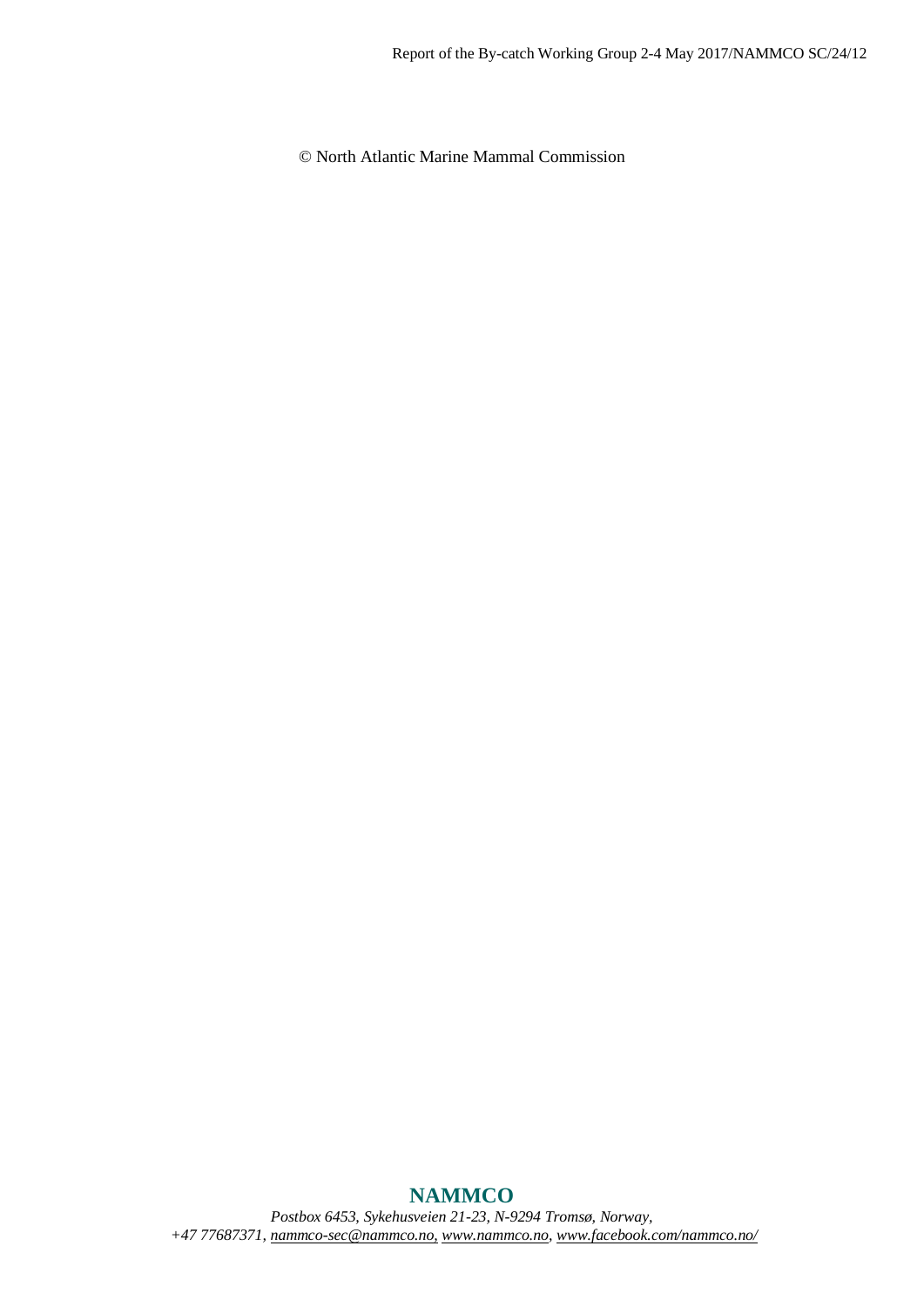© North Atlantic Marine Mammal Commission

**NAMMCO**

*Postbox 6453, Sykehusveien 21-23, N-9294 Tromsø, Norway,*
*+47 77687371, nammco-sec@nammco.no, www.nammco.no, www.facebook.com/nammco.no/*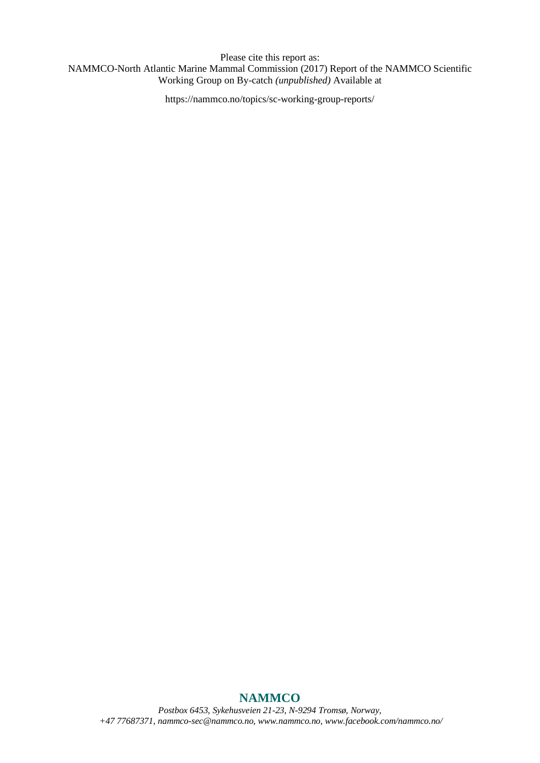Please cite this report as:
NAMMCO-North Atlantic Marine Mammal Commission (2017) Report of the NAMMCO Scientific Working Group on By-catch *(unpublished)* Available at

https://nammco.no/topics/sc-working-group-reports/

**NAMMCO**

*Postbox 6453, Sykehusveien 21-23, N-9294 Tromsø, Norway,*
*+47 77687371, nammco-sec@nammco.no, www.nammco.no, www.facebook.com/nammco.no/*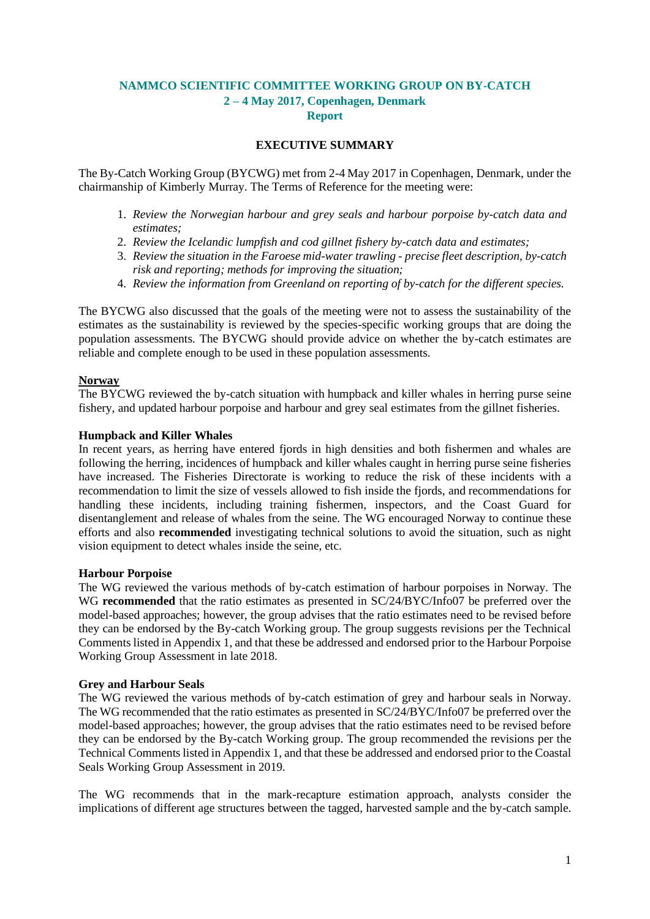# NAMMCO SCIENTIFIC COMMITTEE WORKING GROUP ON BY-CATCH
## 2 – 4 May 2017, Copenhagen, Denmark
## Report

### EXECUTIVE SUMMARY

The By-Catch Working Group (BYCWG) met from 2-4 May 2017 in Copenhagen, Denmark, under the chairmanship of Kimberly Murray. The Terms of Reference for the meeting were:

1. *Review the Norwegian harbour and grey seals and harbour porpoise by-catch data and estimates;*
2. *Review the Icelandic lumpfish and cod gillnet fishery by-catch data and estimates;*
3. *Review the situation in the Faroese mid-water trawling - precise fleet description, by-catch risk and reporting; methods for improving the situation;*
4. *Review the information from Greenland on reporting of by-catch for the different species.*

The BYCWG also discussed that the goals of the meeting were not to assess the sustainability of the estimates as the sustainability is reviewed by the species-specific working groups that are doing the population assessments. The BYCWG should provide advice on whether the by-catch estimates are reliable and complete enough to be used in these population assessments.

**Norway**

The BYCWG reviewed the by-catch situation with humpback and killer whales in herring purse seine fishery, and updated harbour porpoise and harbour and grey seal estimates from the gillnet fisheries.

**Humpback and Killer Whales**

In recent years, as herring have entered fjords in high densities and both fishermen and whales are following the herring, incidences of humpback and killer whales caught in herring purse seine fisheries have increased. The Fisheries Directorate is working to reduce the risk of these incidents with a recommendation to limit the size of vessels allowed to fish inside the fjords, and recommendations for handling these incidents, including training fishermen, inspectors, and the Coast Guard for disentanglement and release of whales from the seine. The WG encouraged Norway to continue these efforts and also **recommended** investigating technical solutions to avoid the situation, such as night vision equipment to detect whales inside the seine, etc.

**Harbour Porpoise**

The WG reviewed the various methods of by-catch estimation of harbour porpoises in Norway. The WG **recommended** that the ratio estimates as presented in SC/24/BYC/Info07 be preferred over the model-based approaches; however, the group advises that the ratio estimates need to be revised before they can be endorsed by the By-catch Working group. The group suggests revisions per the Technical Comments listed in Appendix 1, and that these be addressed and endorsed prior to the Harbour Porpoise Working Group Assessment in late 2018.

**Grey and Harbour Seals**

The WG reviewed the various methods of by-catch estimation of grey and harbour seals in Norway. The WG recommended that the ratio estimates as presented in SC/24/BYC/Info07 be preferred over the model-based approaches; however, the group advises that the ratio estimates need to be revised before they can be endorsed by the By-catch Working group. The group recommended the revisions per the Technical Comments listed in Appendix 1, and that these be addressed and endorsed prior to the Coastal Seals Working Group Assessment in 2019.

The WG recommends that in the mark-recapture estimation approach, analysts consider the implications of different age structures between the tagged, harvested sample and the by-catch sample.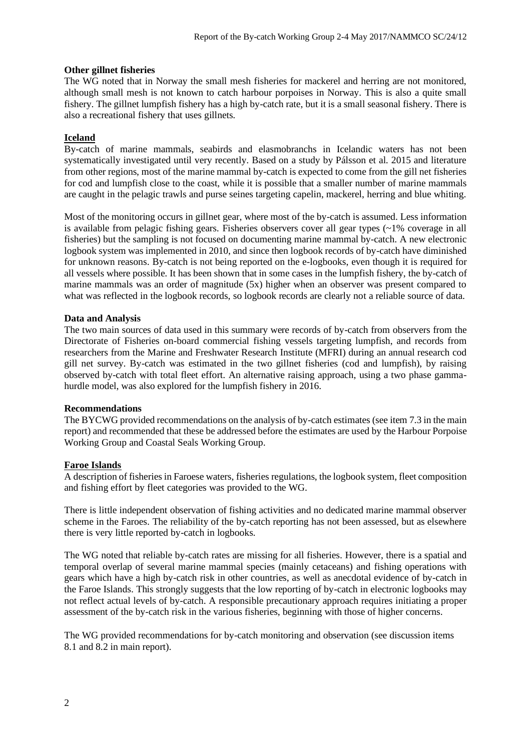**Other gillnet fisheries**

The WG noted that in Norway the small mesh fisheries for mackerel and herring are not monitored, although small mesh is not known to catch harbour porpoises in Norway. This is also a quite small fishery. The gillnet lumpfish fishery has a high by-catch rate, but it is a small seasonal fishery. There is also a recreational fishery that uses gillnets.

## Iceland

By-catch of marine mammals, seabirds and elasmobranchs in Icelandic waters has not been systematically investigated until very recently. Based on a study by Pálsson et al. 2015 and literature from other regions, most of the marine mammal by-catch is expected to come from the gill net fisheries for cod and lumpfish close to the coast, while it is possible that a smaller number of marine mammals are caught in the pelagic trawls and purse seines targeting capelin, mackerel, herring and blue whiting.

Most of the monitoring occurs in gillnet gear, where most of the by-catch is assumed. Less information is available from pelagic fishing gears. Fisheries observers cover all gear types (~1% coverage in all fisheries) but the sampling is not focused on documenting marine mammal by-catch. A new electronic logbook system was implemented in 2010, and since then logbook records of by-catch have diminished for unknown reasons. By-catch is not being reported on the e-logbooks, even though it is required for all vessels where possible. It has been shown that in some cases in the lumpfish fishery, the by-catch of marine mammals was an order of magnitude (5x) higher when an observer was present compared to what was reflected in the logbook records, so logbook records are clearly not a reliable source of data.

**Data and Analysis**

The two main sources of data used in this summary were records of by-catch from observers from the Directorate of Fisheries on-board commercial fishing vessels targeting lumpfish, and records from researchers from the Marine and Freshwater Research Institute (MFRI) during an annual research cod gill net survey. By-catch was estimated in the two gillnet fisheries (cod and lumpfish), by raising observed by-catch with total fleet effort. An alternative raising approach, using a two phase gamma-hurdle model, was also explored for the lumpfish fishery in 2016.

**Recommendations**

The BYCWG provided recommendations on the analysis of by-catch estimates (see item 7.3 in the main report) and recommended that these be addressed before the estimates are used by the Harbour Porpoise Working Group and Coastal Seals Working Group.

## Faroe Islands

A description of fisheries in Faroese waters, fisheries regulations, the logbook system, fleet composition and fishing effort by fleet categories was provided to the WG.

There is little independent observation of fishing activities and no dedicated marine mammal observer scheme in the Faroes. The reliability of the by-catch reporting has not been assessed, but as elsewhere there is very little reported by-catch in logbooks.

The WG noted that reliable by-catch rates are missing for all fisheries. However, there is a spatial and temporal overlap of several marine mammal species (mainly cetaceans) and fishing operations with gears which have a high by-catch risk in other countries, as well as anecdotal evidence of by-catch in the Faroe Islands. This strongly suggests that the low reporting of by-catch in electronic logbooks may not reflect actual levels of by-catch. A responsible precautionary approach requires initiating a proper assessment of the by-catch risk in the various fisheries, beginning with those of higher concerns.

The WG provided recommendations for by-catch monitoring and observation (see discussion items 8.1 and 8.2 in main report).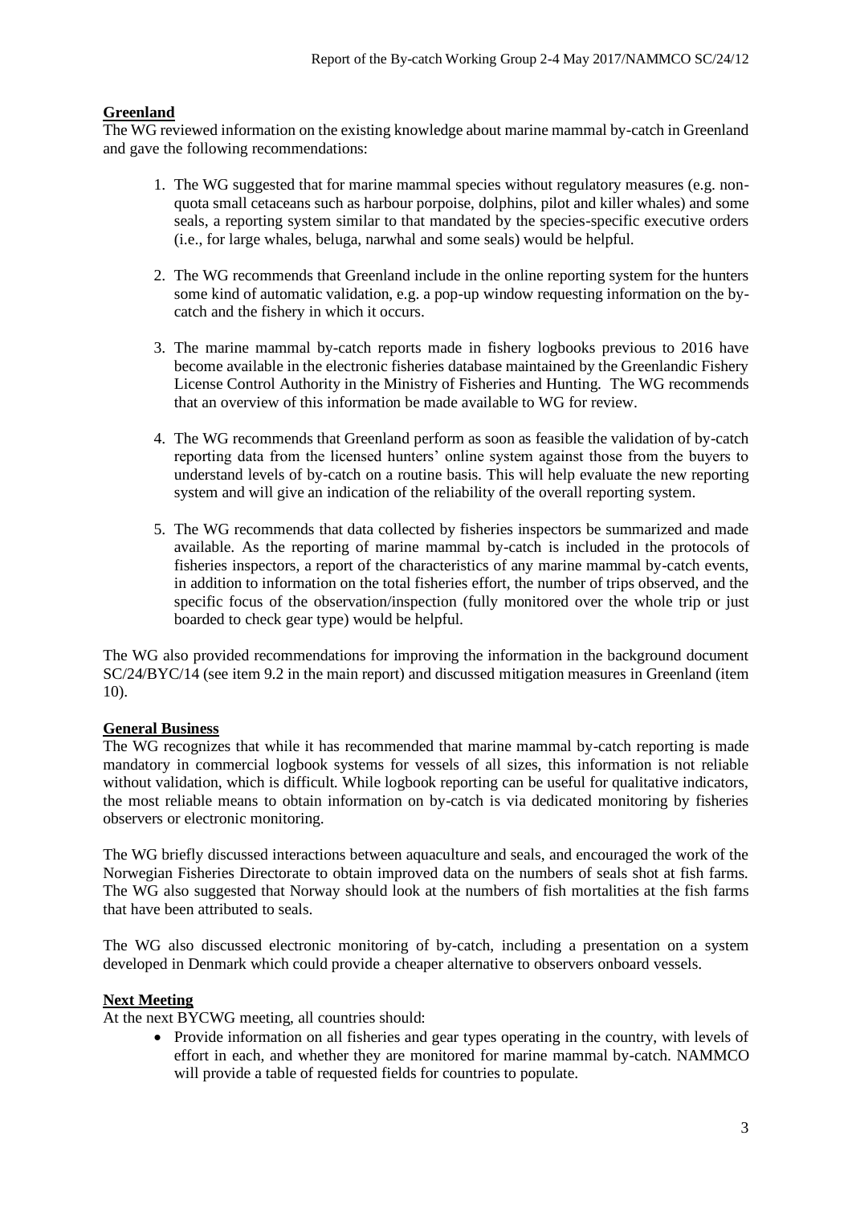## Greenland

The WG reviewed information on the existing knowledge about marine mammal by-catch in Greenland and gave the following recommendations:

1. The WG suggested that for marine mammal species without regulatory measures (e.g. non-quota small cetaceans such as harbour porpoise, dolphins, pilot and killer whales) and some seals, a reporting system similar to that mandated by the species-specific executive orders (i.e., for large whales, beluga, narwhal and some seals) would be helpful.

2. The WG recommends that Greenland include in the online reporting system for the hunters some kind of automatic validation, e.g. a pop-up window requesting information on the by-catch and the fishery in which it occurs.

3. The marine mammal by-catch reports made in fishery logbooks previous to 2016 have become available in the electronic fisheries database maintained by the Greenlandic Fishery License Control Authority in the Ministry of Fisheries and Hunting. The WG recommends that an overview of this information be made available to WG for review.

4. The WG recommends that Greenland perform as soon as feasible the validation of by-catch reporting data from the licensed hunters' online system against those from the buyers to understand levels of by-catch on a routine basis. This will help evaluate the new reporting system and will give an indication of the reliability of the overall reporting system.

5. The WG recommends that data collected by fisheries inspectors be summarized and made available. As the reporting of marine mammal by-catch is included in the protocols of fisheries inspectors, a report of the characteristics of any marine mammal by-catch events, in addition to information on the total fisheries effort, the number of trips observed, and the specific focus of the observation/inspection (fully monitored over the whole trip or just boarded to check gear type) would be helpful.

The WG also provided recommendations for improving the information in the background document SC/24/BYC/14 (see item 9.2 in the main report) and discussed mitigation measures in Greenland (item 10).

## General Business

The WG recognizes that while it has recommended that marine mammal by-catch reporting is made mandatory in commercial logbook systems for vessels of all sizes, this information is not reliable without validation, which is difficult. While logbook reporting can be useful for qualitative indicators, the most reliable means to obtain information on by-catch is via dedicated monitoring by fisheries observers or electronic monitoring.

The WG briefly discussed interactions between aquaculture and seals, and encouraged the work of the Norwegian Fisheries Directorate to obtain improved data on the numbers of seals shot at fish farms. The WG also suggested that Norway should look at the numbers of fish mortalities at the fish farms that have been attributed to seals.

The WG also discussed electronic monitoring of by-catch, including a presentation on a system developed in Denmark which could provide a cheaper alternative to observers onboard vessels.

## Next Meeting

At the next BYCWG meeting, all countries should:

- Provide information on all fisheries and gear types operating in the country, with levels of effort in each, and whether they are monitored for marine mammal by-catch. NAMMCO will provide a table of requested fields for countries to populate.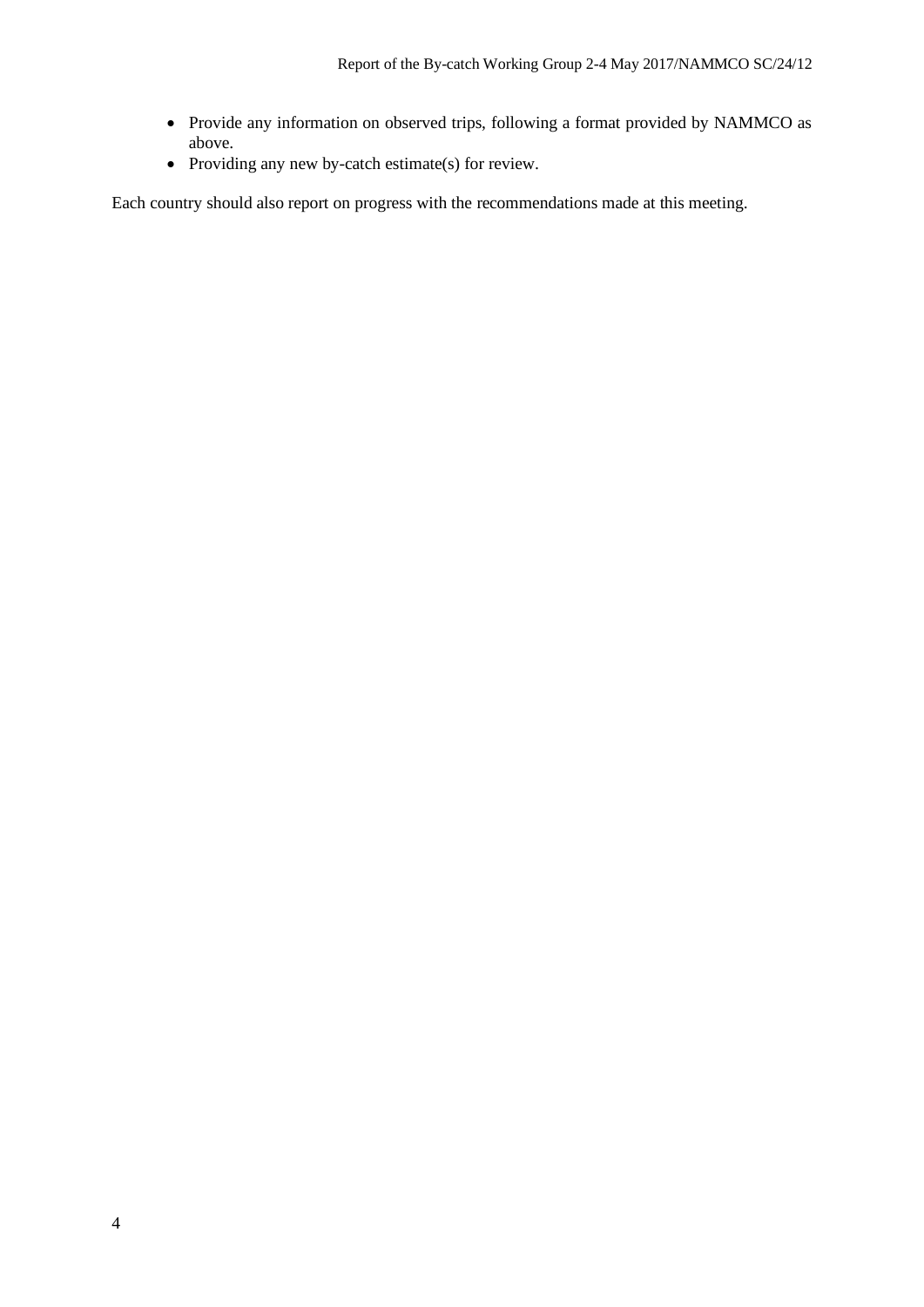- Provide any information on observed trips, following a format provided by NAMMCO as above.
- Providing any new by-catch estimate(s) for review.

Each country should also report on progress with the recommendations made at this meeting.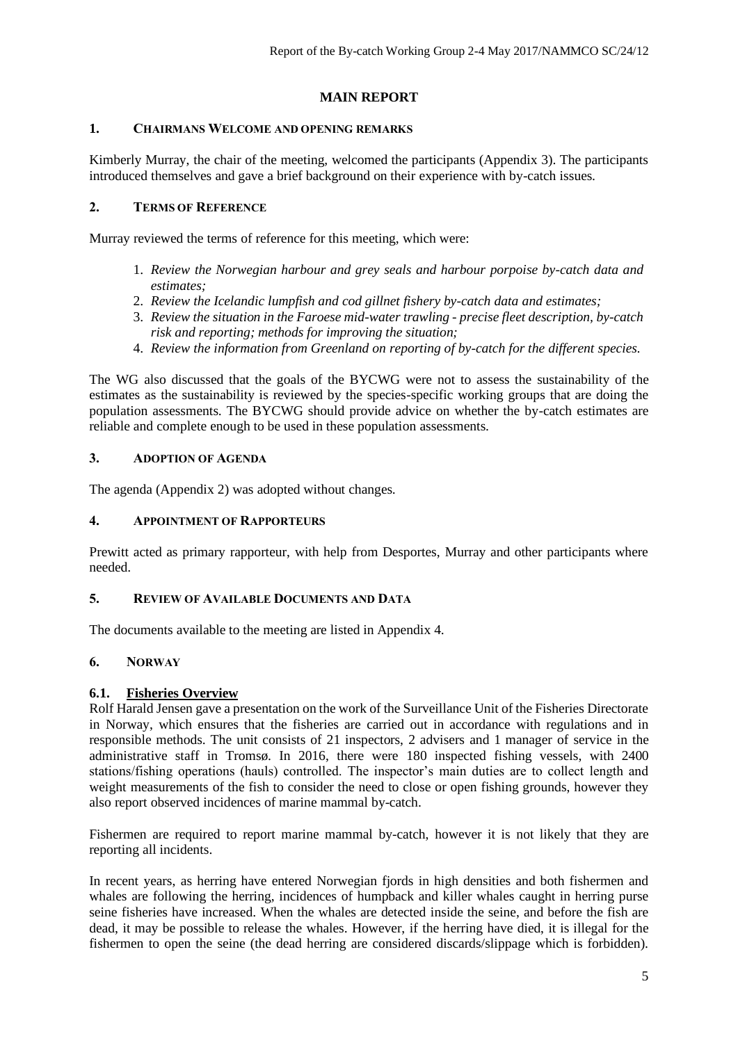# MAIN REPORT

## 1. CHAIRMANS WELCOME AND OPENING REMARKS

Kimberly Murray, the chair of the meeting, welcomed the participants (Appendix 3). The participants introduced themselves and gave a brief background on their experience with by-catch issues.

## 2. TERMS OF REFERENCE

Murray reviewed the terms of reference for this meeting, which were:

1. *Review the Norwegian harbour and grey seals and harbour porpoise by-catch data and estimates;*
2. *Review the Icelandic lumpfish and cod gillnet fishery by-catch data and estimates;*
3. *Review the situation in the Faroese mid-water trawling - precise fleet description, by-catch risk and reporting; methods for improving the situation;*
4. *Review the information from Greenland on reporting of by-catch for the different species.*

The WG also discussed that the goals of the BYCWG were not to assess the sustainability of the estimates as the sustainability is reviewed by the species-specific working groups that are doing the population assessments. The BYCWG should provide advice on whether the by-catch estimates are reliable and complete enough to be used in these population assessments.

## 3. ADOPTION OF AGENDA

The agenda (Appendix 2) was adopted without changes.

## 4. APPOINTMENT OF RAPPORTEURS

Prewitt acted as primary rapporteur, with help from Desportes, Murray and other participants where needed.

## 5. REVIEW OF AVAILABLE DOCUMENTS AND DATA

The documents available to the meeting are listed in Appendix 4.

## 6. NORWAY

### 6.1. Fisheries Overview

Rolf Harald Jensen gave a presentation on the work of the Surveillance Unit of the Fisheries Directorate in Norway, which ensures that the fisheries are carried out in accordance with regulations and in responsible methods. The unit consists of 21 inspectors, 2 advisers and 1 manager of service in the administrative staff in Tromsø. In 2016, there were 180 inspected fishing vessels, with 2400 stations/fishing operations (hauls) controlled. The inspector's main duties are to collect length and weight measurements of the fish to consider the need to close or open fishing grounds, however they also report observed incidences of marine mammal by-catch.

Fishermen are required to report marine mammal by-catch, however it is not likely that they are reporting all incidents.

In recent years, as herring have entered Norwegian fjords in high densities and both fishermen and whales are following the herring, incidences of humpback and killer whales caught in herring purse seine fisheries have increased. When the whales are detected inside the seine, and before the fish are dead, it may be possible to release the whales. However, if the herring have died, it is illegal for the fishermen to open the seine (the dead herring are considered discards/slippage which is forbidden).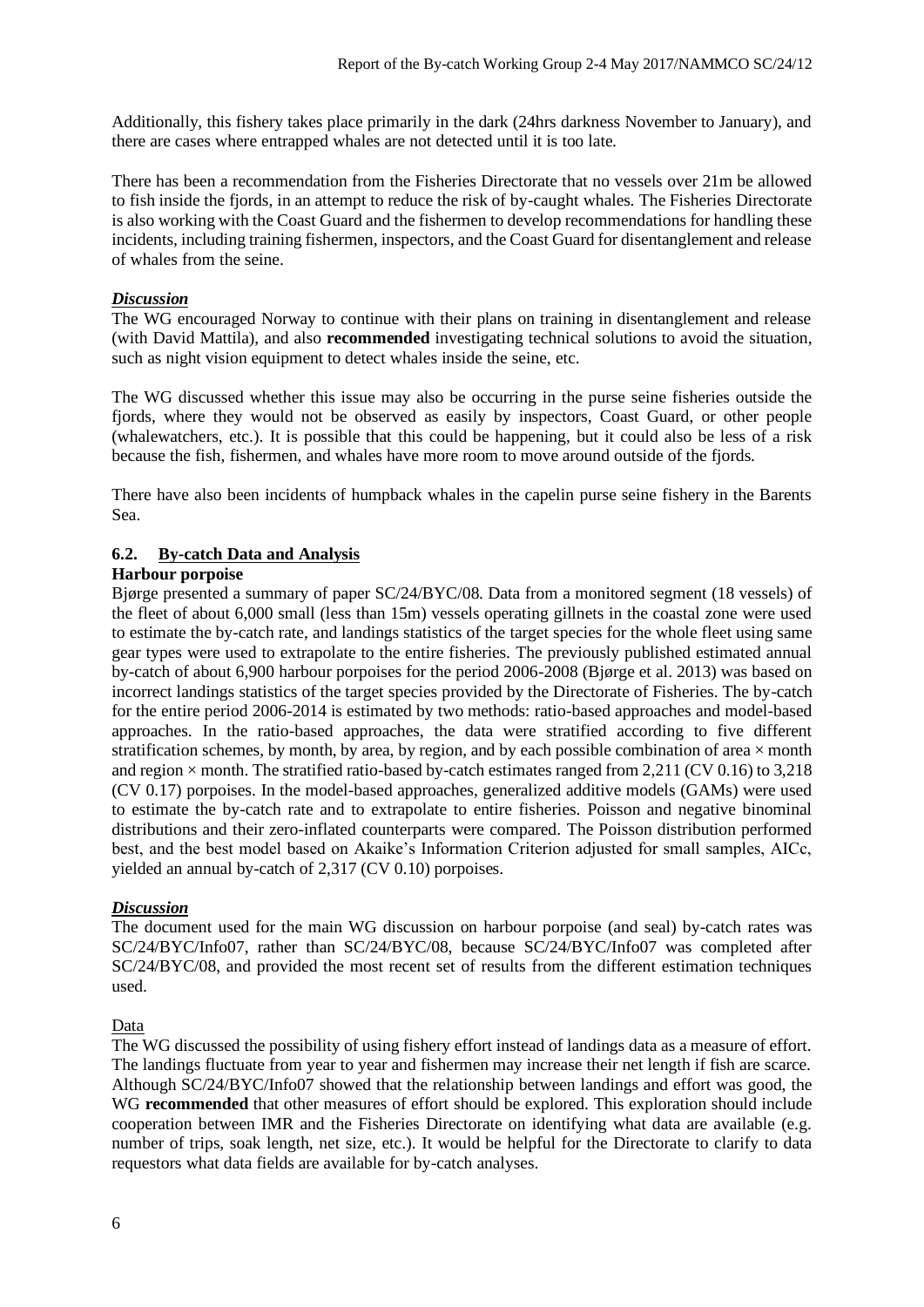Additionally, this fishery takes place primarily in the dark (24hrs darkness November to January), and there are cases where entrapped whales are not detected until it is too late.

There has been a recommendation from the Fisheries Directorate that no vessels over 21m be allowed to fish inside the fjords, in an attempt to reduce the risk of by-caught whales. The Fisheries Directorate is also working with the Coast Guard and the fishermen to develop recommendations for handling these incidents, including training fishermen, inspectors, and the Coast Guard for disentanglement and release of whales from the seine.

***Discussion***

The WG encouraged Norway to continue with their plans on training in disentanglement and release (with David Mattila), and also **recommended** investigating technical solutions to avoid the situation, such as night vision equipment to detect whales inside the seine, etc.

The WG discussed whether this issue may also be occurring in the purse seine fisheries outside the fjords, where they would not be observed as easily by inspectors, Coast Guard, or other people (whalewatchers, etc.). It is possible that this could be happening, but it could also be less of a risk because the fish, fishermen, and whales have more room to move around outside of the fjords.

There have also been incidents of humpback whales in the capelin purse seine fishery in the Barents Sea.

## 6.2. By-catch Data and Analysis

**Harbour porpoise**

Bjørge presented a summary of paper SC/24/BYC/08. Data from a monitored segment (18 vessels) of the fleet of about 6,000 small (less than 15m) vessels operating gillnets in the coastal zone were used to estimate the by-catch rate, and landings statistics of the target species for the whole fleet using same gear types were used to extrapolate to the entire fisheries. The previously published estimated annual by-catch of about 6,900 harbour porpoises for the period 2006-2008 (Bjørge et al. 2013) was based on incorrect landings statistics of the target species provided by the Directorate of Fisheries. The by-catch for the entire period 2006-2014 is estimated by two methods: ratio-based approaches and model-based approaches. In the ratio-based approaches, the data were stratified according to five different stratification schemes, by month, by area, by region, and by each possible combination of area × month and region × month. The stratified ratio-based by-catch estimates ranged from 2,211 (CV 0.16) to 3,218 (CV 0.17) porpoises. In the model-based approaches, generalized additive models (GAMs) were used to estimate the by-catch rate and to extrapolate to entire fisheries. Poisson and negative binominal distributions and their zero-inflated counterparts were compared. The Poisson distribution performed best, and the best model based on Akaike's Information Criterion adjusted for small samples, AICc, yielded an annual by-catch of 2,317 (CV 0.10) porpoises.

***Discussion***

The document used for the main WG discussion on harbour porpoise (and seal) by-catch rates was SC/24/BYC/Info07, rather than SC/24/BYC/08, because SC/24/BYC/Info07 was completed after SC/24/BYC/08, and provided the most recent set of results from the different estimation techniques used.

Data

The WG discussed the possibility of using fishery effort instead of landings data as a measure of effort. The landings fluctuate from year to year and fishermen may increase their net length if fish are scarce. Although SC/24/BYC/Info07 showed that the relationship between landings and effort was good, the WG **recommended** that other measures of effort should be explored. This exploration should include cooperation between IMR and the Fisheries Directorate on identifying what data are available (e.g. number of trips, soak length, net size, etc.). It would be helpful for the Directorate to clarify to data requestors what data fields are available for by-catch analyses.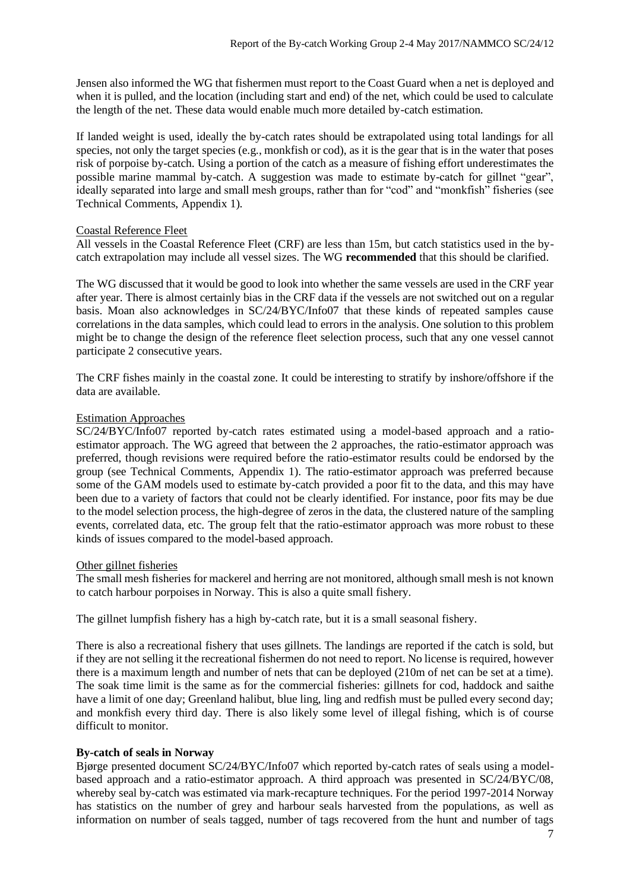Jensen also informed the WG that fishermen must report to the Coast Guard when a net is deployed and when it is pulled, and the location (including start and end) of the net, which could be used to calculate the length of the net. These data would enable much more detailed by-catch estimation.

If landed weight is used, ideally the by-catch rates should be extrapolated using total landings for all species, not only the target species (e.g., monkfish or cod), as it is the gear that is in the water that poses risk of porpoise by-catch. Using a portion of the catch as a measure of fishing effort underestimates the possible marine mammal by-catch. A suggestion was made to estimate by-catch for gillnet "gear", ideally separated into large and small mesh groups, rather than for "cod" and "monkfish" fisheries (see Technical Comments, Appendix 1).

Coastal Reference Fleet

All vessels in the Coastal Reference Fleet (CRF) are less than 15m, but catch statistics used in the by-catch extrapolation may include all vessel sizes. The WG **recommended** that this should be clarified.

The WG discussed that it would be good to look into whether the same vessels are used in the CRF year after year. There is almost certainly bias in the CRF data if the vessels are not switched out on a regular basis. Moan also acknowledges in SC/24/BYC/Info07 that these kinds of repeated samples cause correlations in the data samples, which could lead to errors in the analysis. One solution to this problem might be to change the design of the reference fleet selection process, such that any one vessel cannot participate 2 consecutive years.

The CRF fishes mainly in the coastal zone. It could be interesting to stratify by inshore/offshore if the data are available.

Estimation Approaches

SC/24/BYC/Info07 reported by-catch rates estimated using a model-based approach and a ratio-estimator approach. The WG agreed that between the 2 approaches, the ratio-estimator approach was preferred, though revisions were required before the ratio-estimator results could be endorsed by the group (see Technical Comments, Appendix 1). The ratio-estimator approach was preferred because some of the GAM models used to estimate by-catch provided a poor fit to the data, and this may have been due to a variety of factors that could not be clearly identified. For instance, poor fits may be due to the model selection process, the high-degree of zeros in the data, the clustered nature of the sampling events, correlated data, etc. The group felt that the ratio-estimator approach was more robust to these kinds of issues compared to the model-based approach.

Other gillnet fisheries

The small mesh fisheries for mackerel and herring are not monitored, although small mesh is not known to catch harbour porpoises in Norway. This is also a quite small fishery.

The gillnet lumpfish fishery has a high by-catch rate, but it is a small seasonal fishery.

There is also a recreational fishery that uses gillnets. The landings are reported if the catch is sold, but if they are not selling it the recreational fishermen do not need to report. No license is required, however there is a maximum length and number of nets that can be deployed (210m of net can be set at a time). The soak time limit is the same as for the commercial fisheries: gillnets for cod, haddock and saithe have a limit of one day; Greenland halibut, blue ling, ling and redfish must be pulled every second day; and monkfish every third day. There is also likely some level of illegal fishing, which is of course difficult to monitor.

**By-catch of seals in Norway**

Bjørge presented document SC/24/BYC/Info07 which reported by-catch rates of seals using a model-based approach and a ratio-estimator approach. A third approach was presented in SC/24/BYC/08, whereby seal by-catch was estimated via mark-recapture techniques. For the period 1997-2014 Norway has statistics on the number of grey and harbour seals harvested from the populations, as well as information on number of seals tagged, number of tags recovered from the hunt and number of tags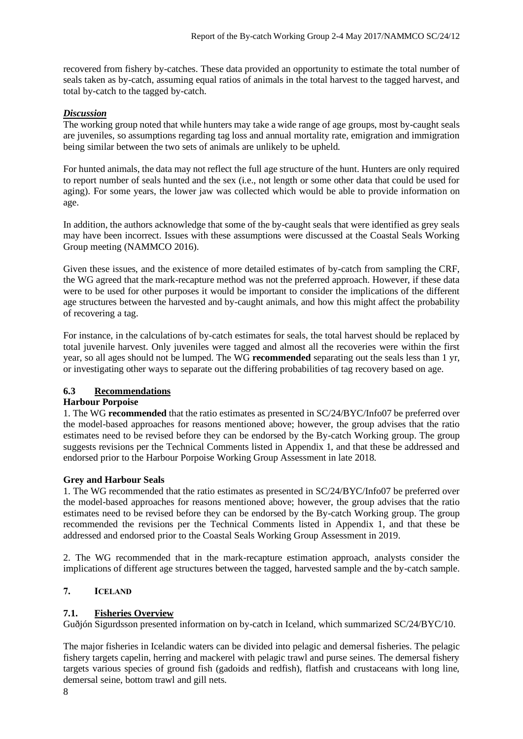recovered from fishery by-catches. These data provided an opportunity to estimate the total number of seals taken as by-catch, assuming equal ratios of animals in the total harvest to the tagged harvest, and total by-catch to the tagged by-catch.

***Discussion***

The working group noted that while hunters may take a wide range of age groups, most by-caught seals are juveniles, so assumptions regarding tag loss and annual mortality rate, emigration and immigration being similar between the two sets of animals are unlikely to be upheld.

For hunted animals, the data may not reflect the full age structure of the hunt. Hunters are only required to report number of seals hunted and the sex (i.e., not length or some other data that could be used for aging). For some years, the lower jaw was collected which would be able to provide information on age.

In addition, the authors acknowledge that some of the by-caught seals that were identified as grey seals may have been incorrect. Issues with these assumptions were discussed at the Coastal Seals Working Group meeting (NAMMCO 2016).

Given these issues, and the existence of more detailed estimates of by-catch from sampling the CRF, the WG agreed that the mark-recapture method was not the preferred approach. However, if these data were to be used for other purposes it would be important to consider the implications of the different age structures between the harvested and by-caught animals, and how this might affect the probability of recovering a tag.

For instance, in the calculations of by-catch estimates for seals, the total harvest should be replaced by total juvenile harvest. Only juveniles were tagged and almost all the recoveries were within the first year, so all ages should not be lumped. The WG **recommended** separating out the seals less than 1 yr, or investigating other ways to separate out the differing probabilities of tag recovery based on age.

## 6.3 Recommendations

**Harbour Porpoise**

1. The WG **recommended** that the ratio estimates as presented in SC/24/BYC/Info07 be preferred over the model-based approaches for reasons mentioned above; however, the group advises that the ratio estimates need to be revised before they can be endorsed by the By-catch Working group. The group suggests revisions per the Technical Comments listed in Appendix 1, and that these be addressed and endorsed prior to the Harbour Porpoise Working Group Assessment in late 2018.

**Grey and Harbour Seals**

1. The WG recommended that the ratio estimates as presented in SC/24/BYC/Info07 be preferred over the model-based approaches for reasons mentioned above; however, the group advises that the ratio estimates need to be revised before they can be endorsed by the By-catch Working group. The group recommended the revisions per the Technical Comments listed in Appendix 1, and that these be addressed and endorsed prior to the Coastal Seals Working Group Assessment in 2019.

2. The WG recommended that in the mark-recapture estimation approach, analysts consider the implications of different age structures between the tagged, harvested sample and the by-catch sample.

# 7. ICELAND

## 7.1. Fisheries Overview

Guðjón Sigurdsson presented information on by-catch in Iceland, which summarized SC/24/BYC/10.

The major fisheries in Icelandic waters can be divided into pelagic and demersal fisheries. The pelagic fishery targets capelin, herring and mackerel with pelagic trawl and purse seines. The demersal fishery targets various species of ground fish (gadoids and redfish), flatfish and crustaceans with long line, demersal seine, bottom trawl and gill nets.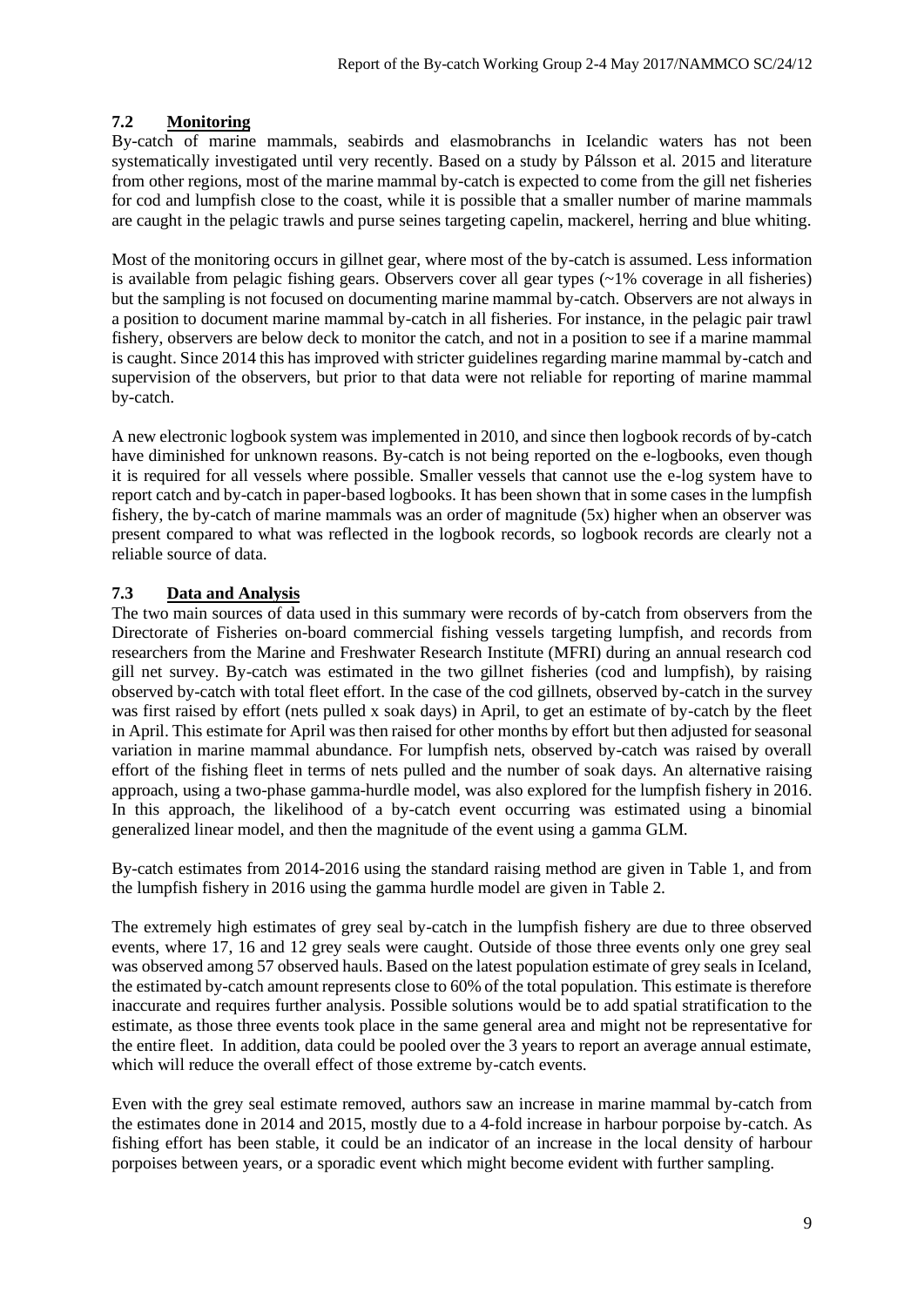## 7.2 Monitoring

By-catch of marine mammals, seabirds and elasmobranchs in Icelandic waters has not been systematically investigated until very recently. Based on a study by Pálsson et al. 2015 and literature from other regions, most of the marine mammal by-catch is expected to come from the gill net fisheries for cod and lumpfish close to the coast, while it is possible that a smaller number of marine mammals are caught in the pelagic trawls and purse seines targeting capelin, mackerel, herring and blue whiting.

Most of the monitoring occurs in gillnet gear, where most of the by-catch is assumed. Less information is available from pelagic fishing gears. Observers cover all gear types (~1% coverage in all fisheries) but the sampling is not focused on documenting marine mammal by-catch. Observers are not always in a position to document marine mammal by-catch in all fisheries. For instance, in the pelagic pair trawl fishery, observers are below deck to monitor the catch, and not in a position to see if a marine mammal is caught. Since 2014 this has improved with stricter guidelines regarding marine mammal by-catch and supervision of the observers, but prior to that data were not reliable for reporting of marine mammal by-catch.

A new electronic logbook system was implemented in 2010, and since then logbook records of by-catch have diminished for unknown reasons. By-catch is not being reported on the e-logbooks, even though it is required for all vessels where possible. Smaller vessels that cannot use the e-log system have to report catch and by-catch in paper-based logbooks. It has been shown that in some cases in the lumpfish fishery, the by-catch of marine mammals was an order of magnitude (5x) higher when an observer was present compared to what was reflected in the logbook records, so logbook records are clearly not a reliable source of data.

## 7.3 Data and Analysis

The two main sources of data used in this summary were records of by-catch from observers from the Directorate of Fisheries on-board commercial fishing vessels targeting lumpfish, and records from researchers from the Marine and Freshwater Research Institute (MFRI) during an annual research cod gill net survey. By-catch was estimated in the two gillnet fisheries (cod and lumpfish), by raising observed by-catch with total fleet effort. In the case of the cod gillnets, observed by-catch in the survey was first raised by effort (nets pulled x soak days) in April, to get an estimate of by-catch by the fleet in April. This estimate for April was then raised for other months by effort but then adjusted for seasonal variation in marine mammal abundance. For lumpfish nets, observed by-catch was raised by overall effort of the fishing fleet in terms of nets pulled and the number of soak days. An alternative raising approach, using a two-phase gamma-hurdle model, was also explored for the lumpfish fishery in 2016. In this approach, the likelihood of a by-catch event occurring was estimated using a binomial generalized linear model, and then the magnitude of the event using a gamma GLM.

By-catch estimates from 2014-2016 using the standard raising method are given in Table 1, and from the lumpfish fishery in 2016 using the gamma hurdle model are given in Table 2.

The extremely high estimates of grey seal by-catch in the lumpfish fishery are due to three observed events, where 17, 16 and 12 grey seals were caught. Outside of those three events only one grey seal was observed among 57 observed hauls. Based on the latest population estimate of grey seals in Iceland, the estimated by-catch amount represents close to 60% of the total population. This estimate is therefore inaccurate and requires further analysis. Possible solutions would be to add spatial stratification to the estimate, as those three events took place in the same general area and might not be representative for the entire fleet. In addition, data could be pooled over the 3 years to report an average annual estimate, which will reduce the overall effect of those extreme by-catch events.

Even with the grey seal estimate removed, authors saw an increase in marine mammal by-catch from the estimates done in 2014 and 2015, mostly due to a 4-fold increase in harbour porpoise by-catch. As fishing effort has been stable, it could be an indicator of an increase in the local density of harbour porpoises between years, or a sporadic event which might become evident with further sampling.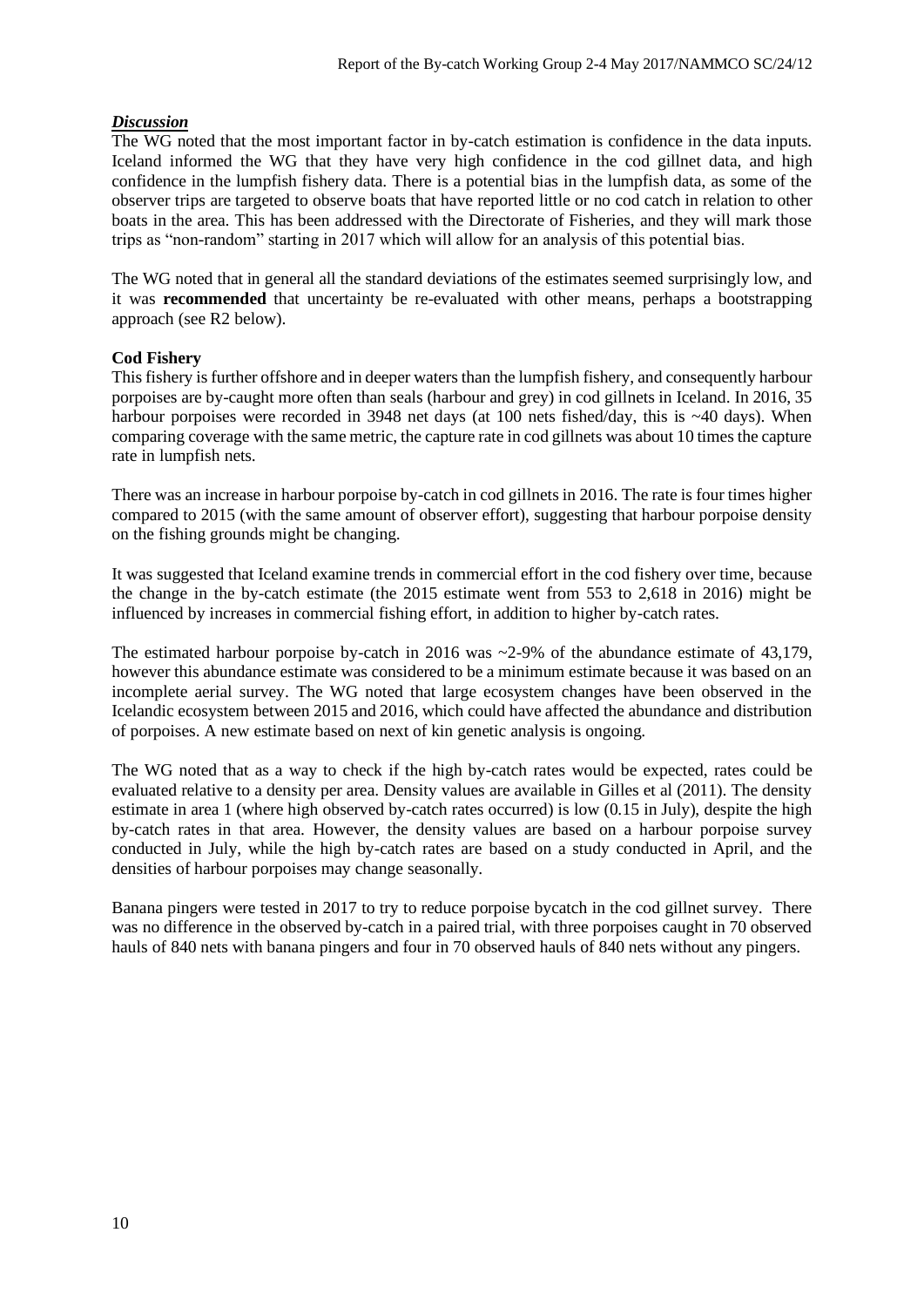### ***Discussion***

The WG noted that the most important factor in by-catch estimation is confidence in the data inputs. Iceland informed the WG that they have very high confidence in the cod gillnet data, and high confidence in the lumpfish fishery data. There is a potential bias in the lumpfish data, as some of the observer trips are targeted to observe boats that have reported little or no cod catch in relation to other boats in the area. This has been addressed with the Directorate of Fisheries, and they will mark those trips as "non-random" starting in 2017 which will allow for an analysis of this potential bias.

The WG noted that in general all the standard deviations of the estimates seemed surprisingly low, and it was **recommended** that uncertainty be re-evaluated with other means, perhaps a bootstrapping approach (see R2 below).

**Cod Fishery**

This fishery is further offshore and in deeper waters than the lumpfish fishery, and consequently harbour porpoises are by-caught more often than seals (harbour and grey) in cod gillnets in Iceland. In 2016, 35 harbour porpoises were recorded in 3948 net days (at 100 nets fished/day, this is ~40 days). When comparing coverage with the same metric, the capture rate in cod gillnets was about 10 times the capture rate in lumpfish nets.

There was an increase in harbour porpoise by-catch in cod gillnets in 2016. The rate is four times higher compared to 2015 (with the same amount of observer effort), suggesting that harbour porpoise density on the fishing grounds might be changing.

It was suggested that Iceland examine trends in commercial effort in the cod fishery over time, because the change in the by-catch estimate (the 2015 estimate went from 553 to 2,618 in 2016) might be influenced by increases in commercial fishing effort, in addition to higher by-catch rates.

The estimated harbour porpoise by-catch in 2016 was ~2-9% of the abundance estimate of 43,179, however this abundance estimate was considered to be a minimum estimate because it was based on an incomplete aerial survey. The WG noted that large ecosystem changes have been observed in the Icelandic ecosystem between 2015 and 2016, which could have affected the abundance and distribution of porpoises. A new estimate based on next of kin genetic analysis is ongoing.

The WG noted that as a way to check if the high by-catch rates would be expected, rates could be evaluated relative to a density per area. Density values are available in Gilles et al (2011). The density estimate in area 1 (where high observed by-catch rates occurred) is low (0.15 in July), despite the high by-catch rates in that area. However, the density values are based on a harbour porpoise survey conducted in July, while the high by-catch rates are based on a study conducted in April, and the densities of harbour porpoises may change seasonally.

Banana pingers were tested in 2017 to try to reduce porpoise bycatch in the cod gillnet survey. There was no difference in the observed by-catch in a paired trial, with three porpoises caught in 70 observed hauls of 840 nets with banana pingers and four in 70 observed hauls of 840 nets without any pingers.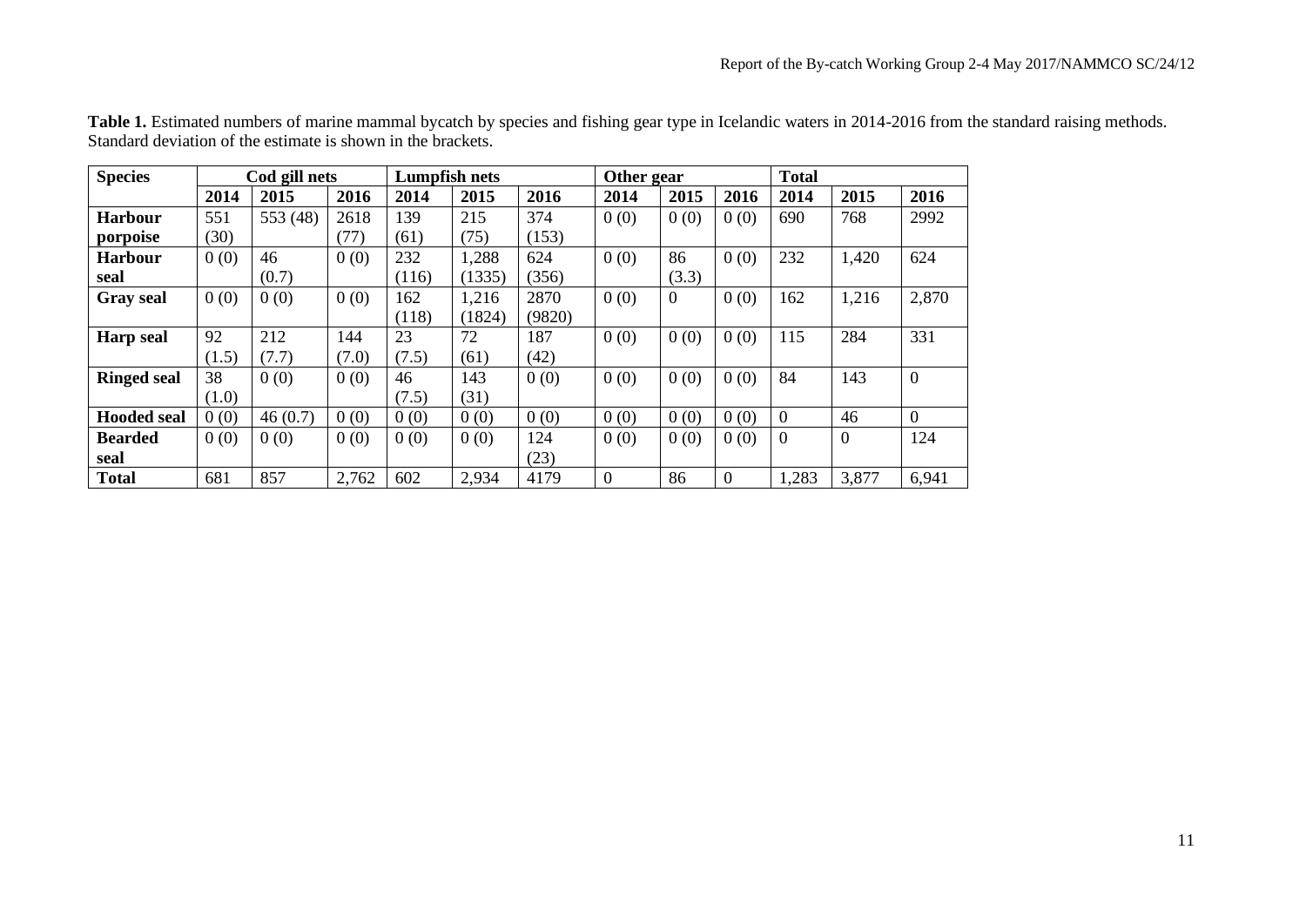**Table 1.** Estimated numbers of marine mammal bycatch by species and fishing gear type in Icelandic waters in 2014-2016 from the standard raising methods. Standard deviation of the estimate is shown in the brackets.

| Species | Cod gill nets | | | Lumpfish nets | | | Other gear | | | Total | | |
|---|---|---|---|---|---|---|---|---|---|---|---|---|
| | 2014 | 2015 | 2016 | 2014 | 2015 | 2016 | 2014 | 2015 | 2016 | 2014 | 2015 | 2016 |
| **Harbour porpoise** | 551 (30) | 553 (48) | 2618 (77) | 139 (61) | 215 (75) | 374 (153) | 0 (0) | 0 (0) | 0 (0) | 690 | 768 | 2992 |
| **Harbour seal** | 0 (0) | 46 (0.7) | 0 (0) | 232 (116) | 1,288 (1335) | 624 (356) | 0 (0) | 86 (3.3) | 0 (0) | 232 | 1,420 | 624 |
| **Gray seal** | 0 (0) | 0 (0) | 0 (0) | 162 (118) | 1,216 (1824) | 2870 (9820) | 0 (0) | 0 | 0 (0) | 162 | 1,216 | 2,870 |
| **Harp seal** | 92 (1.5) | 212 (7.7) | 144 (7.0) | 23 (7.5) | 72 (61) | 187 (42) | 0 (0) | 0 (0) | 0 (0) | 115 | 284 | 331 |
| **Ringed seal** | 38 (1.0) | 0 (0) | 0 (0) | 46 (7.5) | 143 (31) | 0 (0) | 0 (0) | 0 (0) | 0 (0) | 84 | 143 | 0 |
| **Hooded seal** | 0 (0) | 46 (0.7) | 0 (0) | 0 (0) | 0 (0) | 0 (0) | 0 (0) | 0 (0) | 0 (0) | 0 | 46 | 0 |
| **Bearded seal** | 0 (0) | 0 (0) | 0 (0) | 0 (0) | 0 (0) | 124 (23) | 0 (0) | 0 (0) | 0 (0) | 0 | 0 | 124 |
| **Total** | 681 | 857 | 2,762 | 602 | 2,934 | 4179 | 0 | 86 | 0 | 1,283 | 3,877 | 6,941 |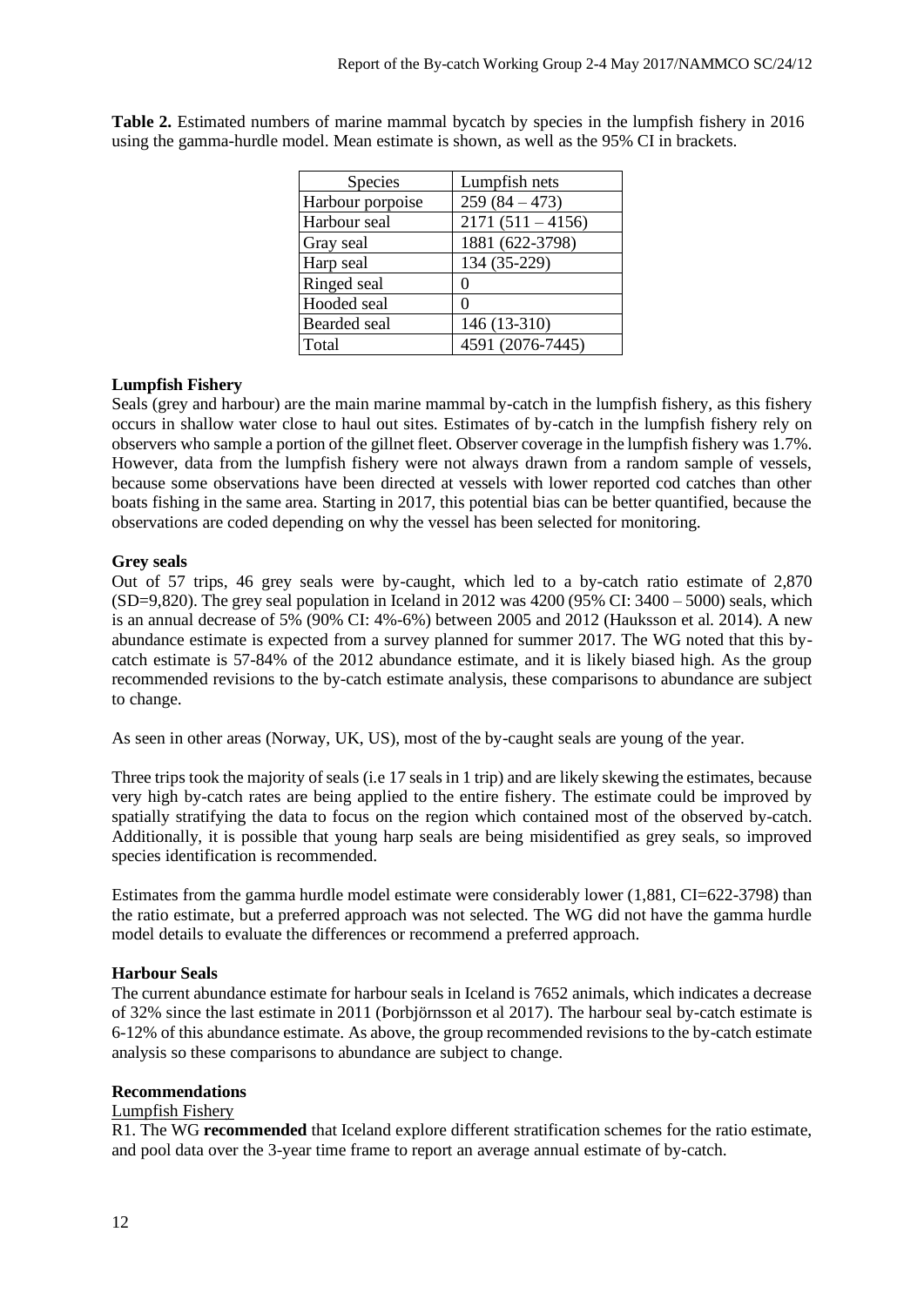**Table 2.** Estimated numbers of marine mammal bycatch by species in the lumpfish fishery in 2016 using the gamma-hurdle model. Mean estimate is shown, as well as the 95% CI in brackets.

| Species | Lumpfish nets |
|---|---|
| Harbour porpoise | 259 (84 – 473) |
| Harbour seal | 2171 (511 – 4156) |
| Gray seal | 1881 (622-3798) |
| Harp seal | 134 (35-229) |
| Ringed seal | 0 |
| Hooded seal | 0 |
| Bearded seal | 146 (13-310) |
| Total | 4591 (2076-7445) |

**Lumpfish Fishery**

Seals (grey and harbour) are the main marine mammal by-catch in the lumpfish fishery, as this fishery occurs in shallow water close to haul out sites. Estimates of by-catch in the lumpfish fishery rely on observers who sample a portion of the gillnet fleet. Observer coverage in the lumpfish fishery was 1.7%. However, data from the lumpfish fishery were not always drawn from a random sample of vessels, because some observations have been directed at vessels with lower reported cod catches than other boats fishing in the same area. Starting in 2017, this potential bias can be better quantified, because the observations are coded depending on why the vessel has been selected for monitoring.

**Grey seals**

Out of 57 trips, 46 grey seals were by-caught, which led to a by-catch ratio estimate of 2,870 (SD=9,820). The grey seal population in Iceland in 2012 was 4200 (95% CI: 3400 – 5000) seals, which is an annual decrease of 5% (90% CI: 4%-6%) between 2005 and 2012 (Hauksson et al. 2014). A new abundance estimate is expected from a survey planned for summer 2017. The WG noted that this by-catch estimate is 57-84% of the 2012 abundance estimate, and it is likely biased high. As the group recommended revisions to the by-catch estimate analysis, these comparisons to abundance are subject to change.

As seen in other areas (Norway, UK, US), most of the by-caught seals are young of the year.

Three trips took the majority of seals (i.e 17 seals in 1 trip) and are likely skewing the estimates, because very high by-catch rates are being applied to the entire fishery. The estimate could be improved by spatially stratifying the data to focus on the region which contained most of the observed by-catch. Additionally, it is possible that young harp seals are being misidentified as grey seals, so improved species identification is recommended.

Estimates from the gamma hurdle model estimate were considerably lower (1,881, CI=622-3798) than the ratio estimate, but a preferred approach was not selected. The WG did not have the gamma hurdle model details to evaluate the differences or recommend a preferred approach.

**Harbour Seals**

The current abundance estimate for harbour seals in Iceland is 7652 animals, which indicates a decrease of 32% since the last estimate in 2011 (Þorbjörnsson et al 2017). The harbour seal by-catch estimate is 6-12% of this abundance estimate. As above, the group recommended revisions to the by-catch estimate analysis so these comparisons to abundance are subject to change.

**Recommendations**

Lumpfish Fishery

R1. The WG **recommended** that Iceland explore different stratification schemes for the ratio estimate, and pool data over the 3-year time frame to report an average annual estimate of by-catch.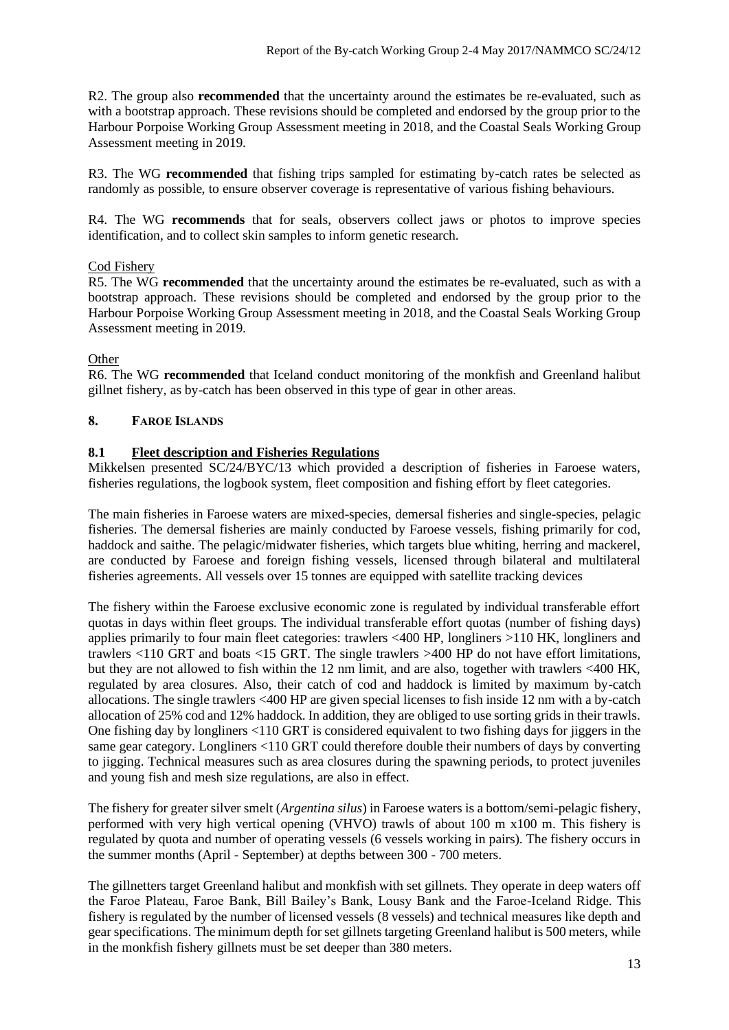R2. The group also **recommended** that the uncertainty around the estimates be re-evaluated, such as with a bootstrap approach. These revisions should be completed and endorsed by the group prior to the Harbour Porpoise Working Group Assessment meeting in 2018, and the Coastal Seals Working Group Assessment meeting in 2019.

R3. The WG **recommended** that fishing trips sampled for estimating by-catch rates be selected as randomly as possible, to ensure observer coverage is representative of various fishing behaviours.

R4. The WG **recommends** that for seals, observers collect jaws or photos to improve species identification, and to collect skin samples to inform genetic research.

Cod Fishery

R5. The WG **recommended** that the uncertainty around the estimates be re-evaluated, such as with a bootstrap approach. These revisions should be completed and endorsed by the group prior to the Harbour Porpoise Working Group Assessment meeting in 2018, and the Coastal Seals Working Group Assessment meeting in 2019.

Other

R6. The WG **recommended** that Iceland conduct monitoring of the monkfish and Greenland halibut gillnet fishery, as by-catch has been observed in this type of gear in other areas.

## 8. FAROE ISLANDS

### 8.1 Fleet description and Fisheries Regulations

Mikkelsen presented SC/24/BYC/13 which provided a description of fisheries in Faroese waters, fisheries regulations, the logbook system, fleet composition and fishing effort by fleet categories.

The main fisheries in Faroese waters are mixed-species, demersal fisheries and single-species, pelagic fisheries. The demersal fisheries are mainly conducted by Faroese vessels, fishing primarily for cod, haddock and saithe. The pelagic/midwater fisheries, which targets blue whiting, herring and mackerel, are conducted by Faroese and foreign fishing vessels, licensed through bilateral and multilateral fisheries agreements. All vessels over 15 tonnes are equipped with satellite tracking devices

The fishery within the Faroese exclusive economic zone is regulated by individual transferable effort quotas in days within fleet groups. The individual transferable effort quotas (number of fishing days) applies primarily to four main fleet categories: trawlers <400 HP, longliners >110 HK, longliners and trawlers <110 GRT and boats <15 GRT. The single trawlers >400 HP do not have effort limitations, but they are not allowed to fish within the 12 nm limit, and are also, together with trawlers <400 HK, regulated by area closures. Also, their catch of cod and haddock is limited by maximum by-catch allocations. The single trawlers <400 HP are given special licenses to fish inside 12 nm with a by-catch allocation of 25% cod and 12% haddock. In addition, they are obliged to use sorting grids in their trawls. One fishing day by longliners <110 GRT is considered equivalent to two fishing days for jiggers in the same gear category. Longliners <110 GRT could therefore double their numbers of days by converting to jigging. Technical measures such as area closures during the spawning periods, to protect juveniles and young fish and mesh size regulations, are also in effect.

The fishery for greater silver smelt (*Argentina silus*) in Faroese waters is a bottom/semi-pelagic fishery, performed with very high vertical opening (VHVO) trawls of about 100 m x100 m. This fishery is regulated by quota and number of operating vessels (6 vessels working in pairs). The fishery occurs in the summer months (April - September) at depths between 300 - 700 meters.

The gillnetters target Greenland halibut and monkfish with set gillnets. They operate in deep waters off the Faroe Plateau, Faroe Bank, Bill Bailey's Bank, Lousy Bank and the Faroe-Iceland Ridge. This fishery is regulated by the number of licensed vessels (8 vessels) and technical measures like depth and gear specifications. The minimum depth for set gillnets targeting Greenland halibut is 500 meters, while in the monkfish fishery gillnets must be set deeper than 380 meters.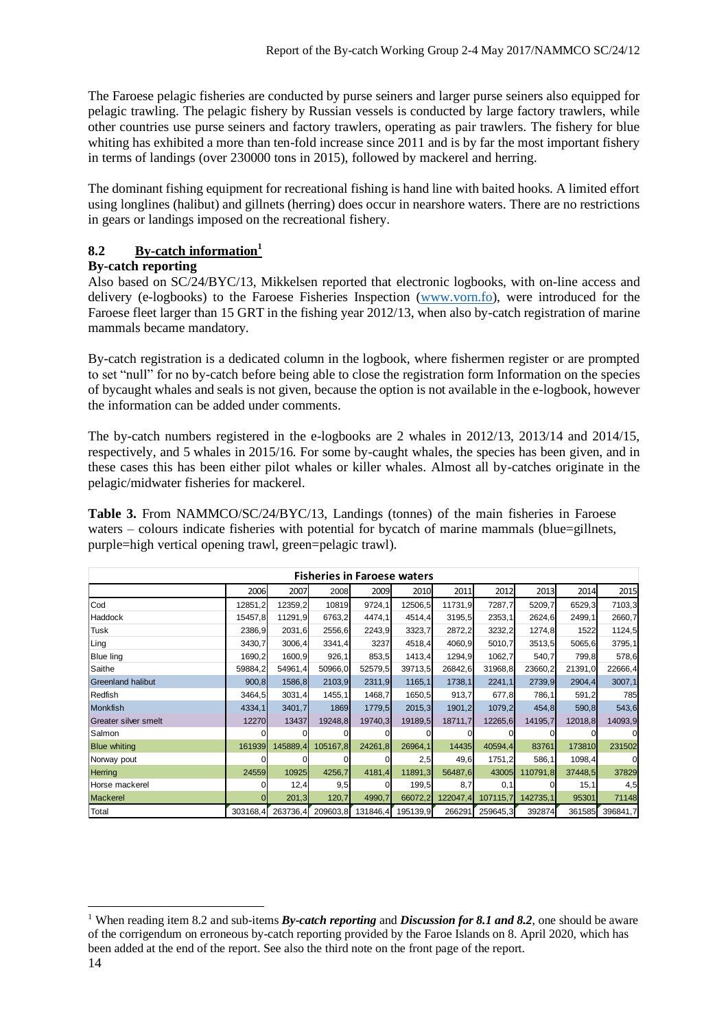The Faroese pelagic fisheries are conducted by purse seiners and larger purse seiners also equipped for pelagic trawling. The pelagic fishery by Russian vessels is conducted by large factory trawlers, while other countries use purse seiners and factory trawlers, operating as pair trawlers. The fishery for blue whiting has exhibited a more than ten-fold increase since 2011 and is by far the most important fishery in terms of landings (over 230000 tons in 2015), followed by mackerel and herring.

The dominant fishing equipment for recreational fishing is hand line with baited hooks. A limited effort using longlines (halibut) and gillnets (herring) does occur in nearshore waters. There are no restrictions in gears or landings imposed on the recreational fishery.

## 8.2 By-catch information[1]

### By-catch reporting

Also based on SC/24/BYC/13, Mikkelsen reported that electronic logbooks, with on-line access and delivery (e-logbooks) to the Faroese Fisheries Inspection (www.vorn.fo), were introduced for the Faroese fleet larger than 15 GRT in the fishing year 2012/13, when also by-catch registration of marine mammals became mandatory.

By-catch registration is a dedicated column in the logbook, where fishermen register or are prompted to set "null" for no by-catch before being able to close the registration form Information on the species of bycaught whales and seals is not given, because the option is not available in the e-logbook, however the information can be added under comments.

The by-catch numbers registered in the e-logbooks are 2 whales in 2012/13, 2013/14 and 2014/15, respectively, and 5 whales in 2015/16. For some by-caught whales, the species has been given, and in these cases this has been either pilot whales or killer whales. Almost all by-catches originate in the pelagic/midwater fisheries for mackerel.

**Table 3.** From NAMMCO/SC/24/BYC/13, Landings (tonnes) of the main fisheries in Faroese waters – colours indicate fisheries with potential for bycatch of marine mammals (blue=gillnets, purple=high vertical opening trawl, green=pelagic trawl).

| Fisheries in Faroese waters | | | | | | | | | | |
|---|---|---|---|---|---|---|---|---|---|---|
| | 2006 | 2007 | 2008 | 2009 | 2010 | 2011 | 2012 | 2013 | 2014 | 2015 |
| Cod | 12851,2 | 12359,2 | 10819 | 9724,1 | 12506,5 | 11731,9 | 7287,7 | 5209,7 | 6529,3 | 7103,3 |
| Haddock | 15457,8 | 11291,9 | 6763,2 | 4474,1 | 4514,4 | 3195,5 | 2353,1 | 2624,6 | 2499,1 | 2660,7 |
| Tusk | 2386,9 | 2031,6 | 2556,6 | 2243,9 | 3323,7 | 2872,2 | 3232,2 | 1274,8 | 1522 | 1124,5 |
| Ling | 3430,7 | 3006,4 | 3341,4 | 3237 | 4518,4 | 4060,9 | 5010,7 | 3513,5 | 5065,6 | 3795,1 |
| Blue ling | 1690,2 | 1600,9 | 926,1 | 853,5 | 1413,4 | 1294,9 | 1062,7 | 540,7 | 799,8 | 578,6 |
| Saithe | 59884,2 | 54961,4 | 50966,0 | 52579,5 | 39713,5 | 26842,6 | 31968,8 | 23660,2 | 21391,0 | 22666,4 |
| Greenland halibut | 900,8 | 1586,8 | 2103,9 | 2311,9 | 1165,1 | 1738,1 | 2241,1 | 2739,9 | 2904,4 | 3007,1 |
| Redfish | 3464,5 | 3031,4 | 1455,1 | 1468,7 | 1650,5 | 913,7 | 677,8 | 786,1 | 591,2 | 785 |
| Monkfish | 4334,1 | 3401,7 | 1869 | 1779,5 | 2015,3 | 1901,2 | 1079,2 | 454,8 | 590,8 | 543,6 |
| Greater silver smelt | 12270 | 13437 | 19248,8 | 19740,3 | 19189,5 | 18711,7 | 12265,6 | 14195,7 | 12018,8 | 14093,9 |
| Salmon | 0 | 0 | 0 | 0 | 0 | 0 | 0 | 0 | 0 | 0 |
| Blue whiting | 161939 | 145889,4 | 105167,8 | 24261,8 | 26964,1 | 14435 | 40594,4 | 83761 | 173810 | 231502 |
| Norway pout | 0 | 0 | 0 | 0 | 2,5 | 49,6 | 1751,2 | 586,1 | 1098,4 | 0 |
| Herring | 24559 | 10925 | 4256,7 | 4181,4 | 11891,3 | 56487,6 | 43005 | 110791,8 | 37448,5 | 37829 |
| Horse mackerel | 0 | 12,4 | 9,5 | 0 | 199,5 | 8,7 | 0,1 | 0 | 15,1 | 4,5 |
| Mackerel | 0 | 201,3 | 120,7 | 4990,7 | 66072,2 | 122047,4 | 107115,7 | 142735,1 | 95301 | 71148 |
| Total | 303168,4 | 263736,4 | 209603,8 | 131846,4 | 195139,9 | 266291 | 259645,3 | 392874 | 361585 | 396841,7 |

[1] When reading item 8.2 and sub-items ***By-catch reporting*** and ***Discussion for 8.1 and 8.2***, one should be aware of the corrigendum on erroneous by-catch reporting provided by the Faroe Islands on 8. April 2020, which has been added at the end of the report. See also the third note on the front page of the report.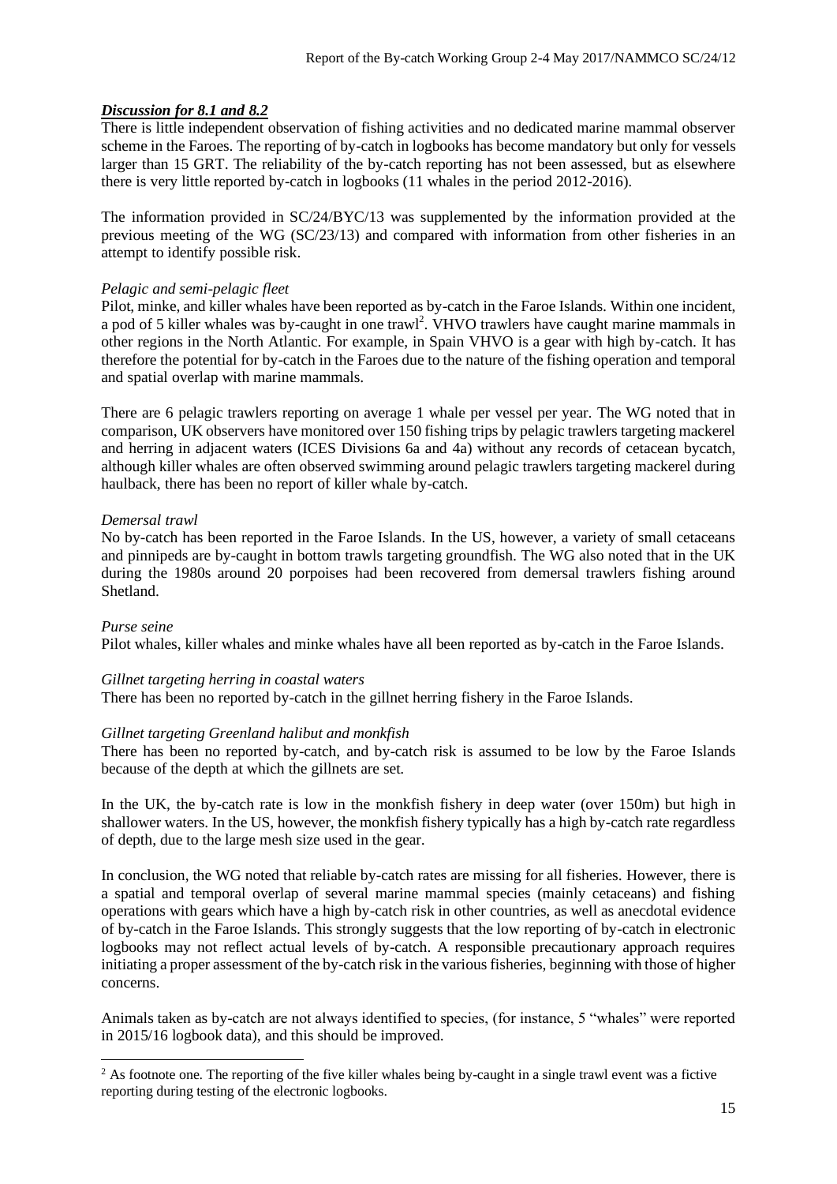### *Discussion for 8.1 and 8.2*

There is little independent observation of fishing activities and no dedicated marine mammal observer scheme in the Faroes. The reporting of by-catch in logbooks has become mandatory but only for vessels larger than 15 GRT. The reliability of the by-catch reporting has not been assessed, but as elsewhere there is very little reported by-catch in logbooks (11 whales in the period 2012-2016).

The information provided in SC/24/BYC/13 was supplemented by the information provided at the previous meeting of the WG (SC/23/13) and compared with information from other fisheries in an attempt to identify possible risk.

*Pelagic and semi-pelagic fleet*

Pilot, minke, and killer whales have been reported as by-catch in the Faroe Islands. Within one incident, a pod of 5 killer whales was by-caught in one trawl[2]. VHVO trawlers have caught marine mammals in other regions in the North Atlantic. For example, in Spain VHVO is a gear with high by-catch. It has therefore the potential for by-catch in the Faroes due to the nature of the fishing operation and temporal and spatial overlap with marine mammals.

There are 6 pelagic trawlers reporting on average 1 whale per vessel per year. The WG noted that in comparison, UK observers have monitored over 150 fishing trips by pelagic trawlers targeting mackerel and herring in adjacent waters (ICES Divisions 6a and 4a) without any records of cetacean bycatch, although killer whales are often observed swimming around pelagic trawlers targeting mackerel during haulback, there has been no report of killer whale by-catch.

*Demersal trawl*

No by-catch has been reported in the Faroe Islands. In the US, however, a variety of small cetaceans and pinnipeds are by-caught in bottom trawls targeting groundfish. The WG also noted that in the UK during the 1980s around 20 porpoises had been recovered from demersal trawlers fishing around Shetland.

*Purse seine*

Pilot whales, killer whales and minke whales have all been reported as by-catch in the Faroe Islands.

*Gillnet targeting herring in coastal waters*

There has been no reported by-catch in the gillnet herring fishery in the Faroe Islands.

*Gillnet targeting Greenland halibut and monkfish*

There has been no reported by-catch, and by-catch risk is assumed to be low by the Faroe Islands because of the depth at which the gillnets are set.

In the UK, the by-catch rate is low in the monkfish fishery in deep water (over 150m) but high in shallower waters. In the US, however, the monkfish fishery typically has a high by-catch rate regardless of depth, due to the large mesh size used in the gear.

In conclusion, the WG noted that reliable by-catch rates are missing for all fisheries. However, there is a spatial and temporal overlap of several marine mammal species (mainly cetaceans) and fishing operations with gears which have a high by-catch risk in other countries, as well as anecdotal evidence of by-catch in the Faroe Islands. This strongly suggests that the low reporting of by-catch in electronic logbooks may not reflect actual levels of by-catch. A responsible precautionary approach requires initiating a proper assessment of the by-catch risk in the various fisheries, beginning with those of higher concerns.

Animals taken as by-catch are not always identified to species, (for instance, 5 "whales" were reported in 2015/16 logbook data), and this should be improved.

[2] As footnote one. The reporting of the five killer whales being by-caught in a single trawl event was a fictive reporting during testing of the electronic logbooks.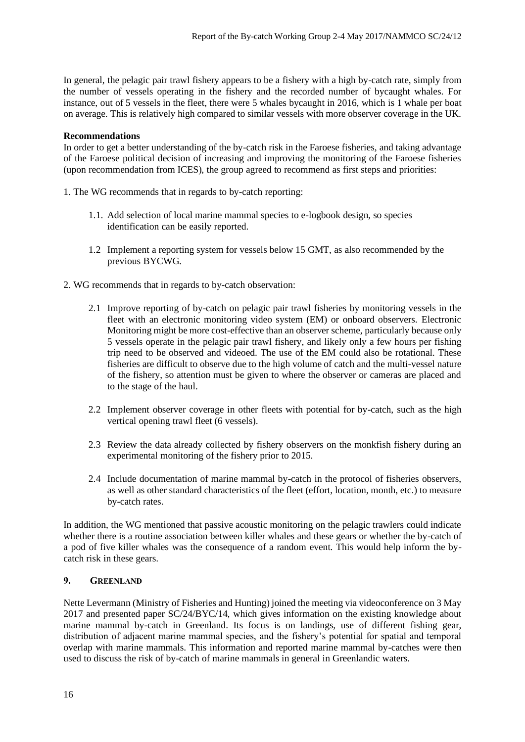In general, the pelagic pair trawl fishery appears to be a fishery with a high by-catch rate, simply from the number of vessels operating in the fishery and the recorded number of bycaught whales. For instance, out of 5 vessels in the fleet, there were 5 whales bycaught in 2016, which is 1 whale per boat on average. This is relatively high compared to similar vessels with more observer coverage in the UK.

**Recommendations**

In order to get a better understanding of the by-catch risk in the Faroese fisheries, and taking advantage of the Faroese political decision of increasing and improving the monitoring of the Faroese fisheries (upon recommendation from ICES), the group agreed to recommend as first steps and priorities:

1. The WG recommends that in regards to by-catch reporting:

   1.1. Add selection of local marine mammal species to e-logbook design, so species identification can be easily reported.

   1.2 Implement a reporting system for vessels below 15 GMT, as also recommended by the previous BYCWG.

2. WG recommends that in regards to by-catch observation:

   2.1 Improve reporting of by-catch on pelagic pair trawl fisheries by monitoring vessels in the fleet with an electronic monitoring video system (EM) or onboard observers. Electronic Monitoring might be more cost-effective than an observer scheme, particularly because only 5 vessels operate in the pelagic pair trawl fishery, and likely only a few hours per fishing trip need to be observed and videoed. The use of the EM could also be rotational. These fisheries are difficult to observe due to the high volume of catch and the multi-vessel nature of the fishery, so attention must be given to where the observer or cameras are placed and to the stage of the haul.

   2.2 Implement observer coverage in other fleets with potential for by-catch, such as the high vertical opening trawl fleet (6 vessels).

   2.3 Review the data already collected by fishery observers on the monkfish fishery during an experimental monitoring of the fishery prior to 2015.

   2.4 Include documentation of marine mammal by-catch in the protocol of fisheries observers, as well as other standard characteristics of the fleet (effort, location, month, etc.) to measure by-catch rates.

In addition, the WG mentioned that passive acoustic monitoring on the pelagic trawlers could indicate whether there is a routine association between killer whales and these gears or whether the by-catch of a pod of five killer whales was the consequence of a random event. This would help inform the by-catch risk in these gears.

## 9. GREENLAND

Nette Levermann (Ministry of Fisheries and Hunting) joined the meeting via videoconference on 3 May 2017 and presented paper SC/24/BYC/14, which gives information on the existing knowledge about marine mammal by-catch in Greenland. Its focus is on landings, use of different fishing gear, distribution of adjacent marine mammal species, and the fishery's potential for spatial and temporal overlap with marine mammals. This information and reported marine mammal by-catches were then used to discuss the risk of by-catch of marine mammals in general in Greenlandic waters.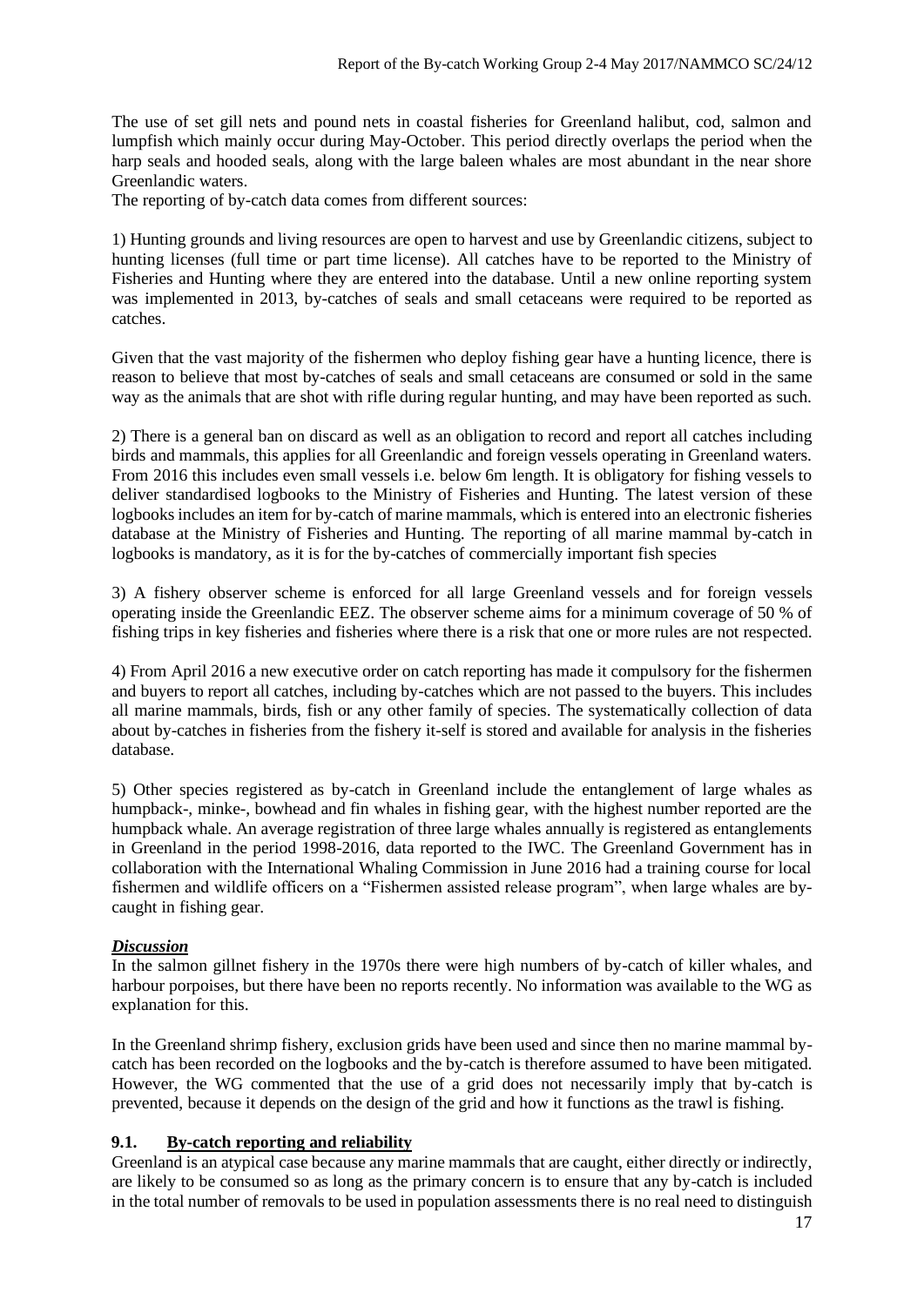The use of set gill nets and pound nets in coastal fisheries for Greenland halibut, cod, salmon and lumpfish which mainly occur during May-October. This period directly overlaps the period when the harp seals and hooded seals, along with the large baleen whales are most abundant in the near shore Greenlandic waters.

The reporting of by-catch data comes from different sources:

1) Hunting grounds and living resources are open to harvest and use by Greenlandic citizens, subject to hunting licenses (full time or part time license). All catches have to be reported to the Ministry of Fisheries and Hunting where they are entered into the database. Until a new online reporting system was implemented in 2013, by-catches of seals and small cetaceans were required to be reported as catches.

Given that the vast majority of the fishermen who deploy fishing gear have a hunting licence, there is reason to believe that most by-catches of seals and small cetaceans are consumed or sold in the same way as the animals that are shot with rifle during regular hunting, and may have been reported as such.

2) There is a general ban on discard as well as an obligation to record and report all catches including birds and mammals, this applies for all Greenlandic and foreign vessels operating in Greenland waters. From 2016 this includes even small vessels i.e. below 6m length. It is obligatory for fishing vessels to deliver standardised logbooks to the Ministry of Fisheries and Hunting. The latest version of these logbooks includes an item for by-catch of marine mammals, which is entered into an electronic fisheries database at the Ministry of Fisheries and Hunting. The reporting of all marine mammal by-catch in logbooks is mandatory, as it is for the by-catches of commercially important fish species

3) A fishery observer scheme is enforced for all large Greenland vessels and for foreign vessels operating inside the Greenlandic EEZ. The observer scheme aims for a minimum coverage of 50 % of fishing trips in key fisheries and fisheries where there is a risk that one or more rules are not respected.

4) From April 2016 a new executive order on catch reporting has made it compulsory for the fishermen and buyers to report all catches, including by-catches which are not passed to the buyers. This includes all marine mammals, birds, fish or any other family of species. The systematically collection of data about by-catches in fisheries from the fishery it-self is stored and available for analysis in the fisheries database.

5) Other species registered as by-catch in Greenland include the entanglement of large whales as humpback-, minke-, bowhead and fin whales in fishing gear, with the highest number reported are the humpback whale. An average registration of three large whales annually is registered as entanglements in Greenland in the period 1998-2016, data reported to the IWC. The Greenland Government has in collaboration with the International Whaling Commission in June 2016 had a training course for local fishermen and wildlife officers on a "Fishermen assisted release program", when large whales are by-caught in fishing gear.

***Discussion***

In the salmon gillnet fishery in the 1970s there were high numbers of by-catch of killer whales, and harbour porpoises, but there have been no reports recently. No information was available to the WG as explanation for this.

In the Greenland shrimp fishery, exclusion grids have been used and since then no marine mammal by-catch has been recorded on the logbooks and the by-catch is therefore assumed to have been mitigated. However, the WG commented that the use of a grid does not necessarily imply that by-catch is prevented, because it depends on the design of the grid and how it functions as the trawl is fishing.

## 9.1. By-catch reporting and reliability

Greenland is an atypical case because any marine mammals that are caught, either directly or indirectly, are likely to be consumed so as long as the primary concern is to ensure that any by-catch is included in the total number of removals to be used in population assessments there is no real need to distinguish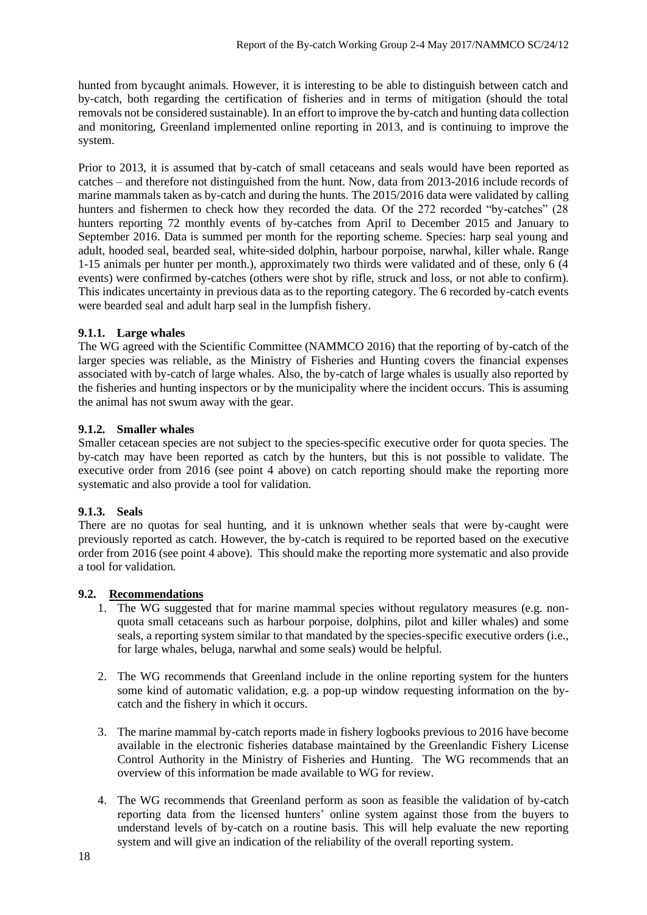hunted from bycaught animals. However, it is interesting to be able to distinguish between catch and by-catch, both regarding the certification of fisheries and in terms of mitigation (should the total removals not be considered sustainable). In an effort to improve the by-catch and hunting data collection and monitoring, Greenland implemented online reporting in 2013, and is continuing to improve the system.

Prior to 2013, it is assumed that by-catch of small cetaceans and seals would have been reported as catches – and therefore not distinguished from the hunt. Now, data from 2013-2016 include records of marine mammals taken as by-catch and during the hunts. The 2015/2016 data were validated by calling hunters and fishermen to check how they recorded the data. Of the 272 recorded "by-catches" (28 hunters reporting 72 monthly events of by-catches from April to December 2015 and January to September 2016. Data is summed per month for the reporting scheme. Species: harp seal young and adult, hooded seal, bearded seal, white-sided dolphin, harbour porpoise, narwhal, killer whale. Range 1-15 animals per hunter per month.), approximately two thirds were validated and of these, only 6 (4 events) were confirmed by-catches (others were shot by rifle, struck and loss, or not able to confirm). This indicates uncertainty in previous data as to the reporting category. The 6 recorded by-catch events were bearded seal and adult harp seal in the lumpfish fishery.

#### 9.1.1. Large whales

The WG agreed with the Scientific Committee (NAMMCO 2016) that the reporting of by-catch of the larger species was reliable, as the Ministry of Fisheries and Hunting covers the financial expenses associated with by-catch of large whales. Also, the by-catch of large whales is usually also reported by the fisheries and hunting inspectors or by the municipality where the incident occurs. This is assuming the animal has not swum away with the gear.

#### 9.1.2. Smaller whales

Smaller cetacean species are not subject to the species-specific executive order for quota species. The by-catch may have been reported as catch by the hunters, but this is not possible to validate. The executive order from 2016 (see point 4 above) on catch reporting should make the reporting more systematic and also provide a tool for validation.

#### 9.1.3. Seals

There are no quotas for seal hunting, and it is unknown whether seals that were by-caught were previously reported as catch. However, the by-catch is required to be reported based on the executive order from 2016 (see point 4 above). This should make the reporting more systematic and also provide a tool for validation.

### 9.2. Recommendations

1. The WG suggested that for marine mammal species without regulatory measures (e.g. non-quota small cetaceans such as harbour porpoise, dolphins, pilot and killer whales) and some seals, a reporting system similar to that mandated by the species-specific executive orders (i.e., for large whales, beluga, narwhal and some seals) would be helpful.

2. The WG recommends that Greenland include in the online reporting system for the hunters some kind of automatic validation, e.g. a pop-up window requesting information on the by-catch and the fishery in which it occurs.

3. The marine mammal by-catch reports made in fishery logbooks previous to 2016 have become available in the electronic fisheries database maintained by the Greenlandic Fishery License Control Authority in the Ministry of Fisheries and Hunting. The WG recommends that an overview of this information be made available to WG for review.

4. The WG recommends that Greenland perform as soon as feasible the validation of by-catch reporting data from the licensed hunters' online system against those from the buyers to understand levels of by-catch on a routine basis. This will help evaluate the new reporting system and will give an indication of the reliability of the overall reporting system.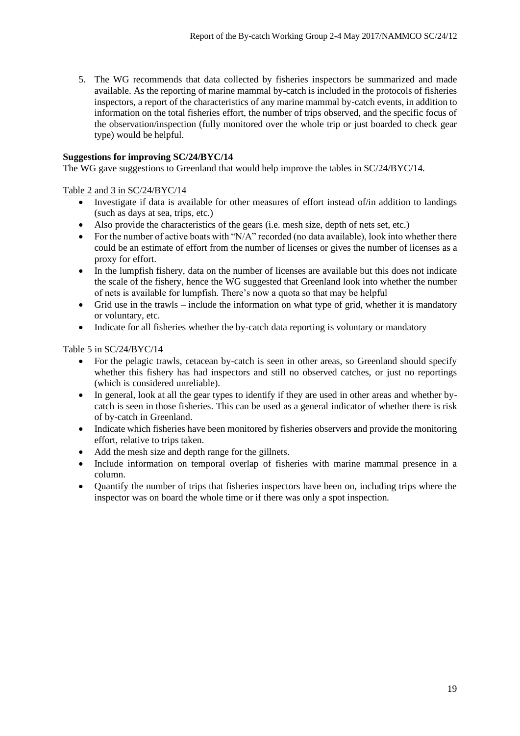5. The WG recommends that data collected by fisheries inspectors be summarized and made available. As the reporting of marine mammal by-catch is included in the protocols of fisheries inspectors, a report of the characteristics of any marine mammal by-catch events, in addition to information on the total fisheries effort, the number of trips observed, and the specific focus of the observation/inspection (fully monitored over the whole trip or just boarded to check gear type) would be helpful.

**Suggestions for improving SC/24/BYC/14**

The WG gave suggestions to Greenland that would help improve the tables in SC/24/BYC/14.

<u>Table 2 and 3 in SC/24/BYC/14</u>

- Investigate if data is available for other measures of effort instead of/in addition to landings (such as days at sea, trips, etc.)
- Also provide the characteristics of the gears (i.e. mesh size, depth of nets set, etc.)
- For the number of active boats with "N/A" recorded (no data available), look into whether there could be an estimate of effort from the number of licenses or gives the number of licenses as a proxy for effort.
- In the lumpfish fishery, data on the number of licenses are available but this does not indicate the scale of the fishery, hence the WG suggested that Greenland look into whether the number of nets is available for lumpfish. There's now a quota so that may be helpful
- Grid use in the trawls – include the information on what type of grid, whether it is mandatory or voluntary, etc.
- Indicate for all fisheries whether the by-catch data reporting is voluntary or mandatory

<u>Table 5 in SC/24/BYC/14</u>

- For the pelagic trawls, cetacean by-catch is seen in other areas, so Greenland should specify whether this fishery has had inspectors and still no observed catches, or just no reportings (which is considered unreliable).
- In general, look at all the gear types to identify if they are used in other areas and whether by-catch is seen in those fisheries. This can be used as a general indicator of whether there is risk of by-catch in Greenland.
- Indicate which fisheries have been monitored by fisheries observers and provide the monitoring effort, relative to trips taken.
- Add the mesh size and depth range for the gillnets.
- Include information on temporal overlap of fisheries with marine mammal presence in a column.
- Quantify the number of trips that fisheries inspectors have been on, including trips where the inspector was on board the whole time or if there was only a spot inspection.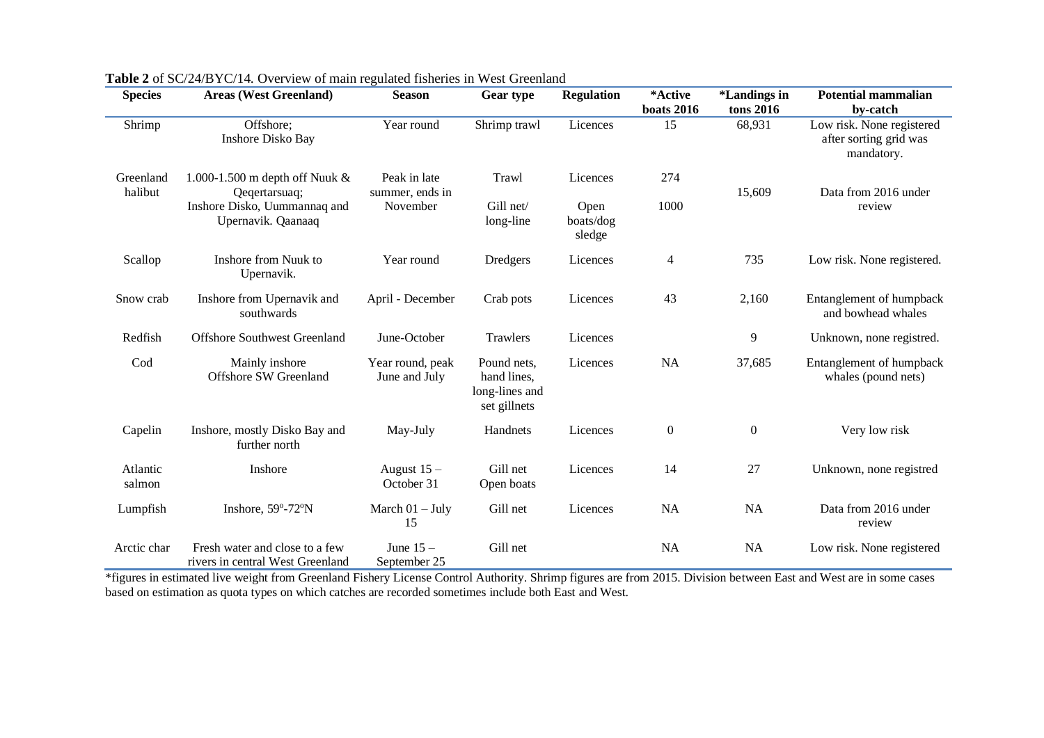**Table 2** of SC/24/BYC/14. Overview of main regulated fisheries in West Greenland

| Species | Areas (West Greenland) | Season | Gear type | Regulation | *Active boats 2016 | *Landings in tons 2016 | Potential mammalian by-catch |
|---|---|---|---|---|---|---|---|
| Shrimp | Offshore; Inshore Disko Bay | Year round | Shrimp trawl | Licences | 15 | 68,931 | Low risk. None registered after sorting grid was mandatory. |
| Greenland halibut | 1.000-1.500 m depth off Nuuk & Qeqertarsuaq; Inshore Disko, Uummannaq and Upernavik. Qaanaaq | Peak in late summer, ends in November | Trawl<br>Gill net/ long-line | Licences<br>Open boats/dog sledge | 274<br>1000 | 15,609 | Data from 2016 under review |
| Scallop | Inshore from Nuuk to Upernavik. | Year round | Dredgers | Licences | 4 | 735 | Low risk. None registered. |
| Snow crab | Inshore from Upernavik and southwards | April - December | Crab pots | Licences | 43 | 2,160 | Entanglement of humpback and bowhead whales |
| Redfish | Offshore Southwest Greenland | June-October | Trawlers | Licences | | 9 | Unknown, none registred. |
| Cod | Mainly inshore Offshore SW Greenland | Year round, peak June and July | Pound nets, hand lines, long-lines and set gillnets | Licences | NA | 37,685 | Entanglement of humpback whales (pound nets) |
| Capelin | Inshore, mostly Disko Bay and further north | May-July | Handnets | Licences | 0 | 0 | Very low risk |
| Atlantic salmon | Inshore | August 15 – October 31 | Gill net Open boats | Licences | 14 | 27 | Unknown, none registred |
| Lumpfish | Inshore, 59°-72°N | March 01 – July 15 | Gill net | Licences | NA | NA | Data from 2016 under review |
| Arctic char | Fresh water and close to a few rivers in central West Greenland | June 15 – September 25 | Gill net | | NA | NA | Low risk. None registered |

*figures in estimated live weight from Greenland Fishery License Control Authority. Shrimp figures are from 2015. Division between East and West are in some cases based on estimation as quota types on which catches are recorded sometimes include both East and West.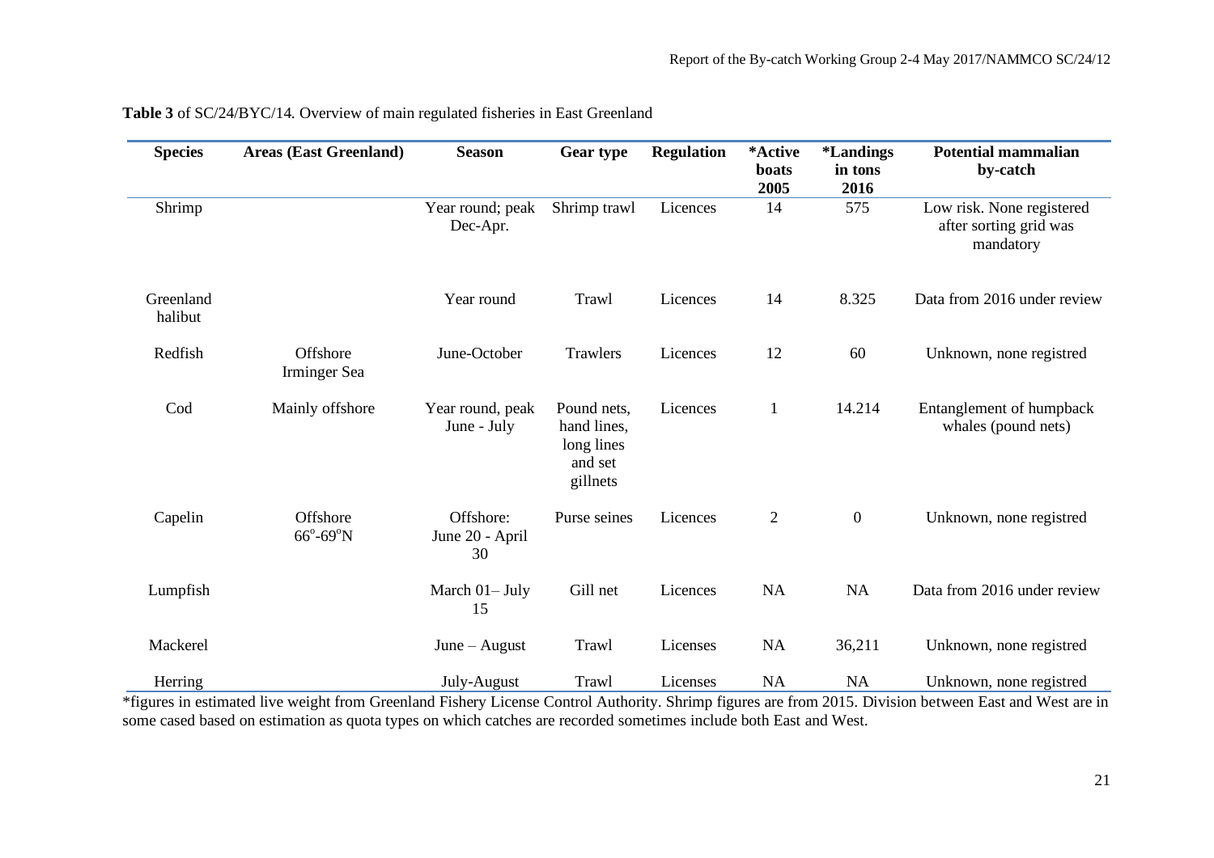**Table 3** of SC/24/BYC/14. Overview of main regulated fisheries in East Greenland

| Species | Areas (East Greenland) | Season | Gear type | Regulation | *Active boats 2005 | *Landings in tons 2016 | Potential mammalian by-catch |
|---|---|---|---|---|---|---|---|
| Shrimp | | Year round; peak Dec-Apr. | Shrimp trawl | Licences | 14 | 575 | Low risk. None registered after sorting grid was mandatory |
| Greenland halibut | | Year round | Trawl | Licences | 14 | 8.325 | Data from 2016 under review |
| Redfish | Offshore Irminger Sea | June-October | Trawlers | Licences | 12 | 60 | Unknown, none registred |
| Cod | Mainly offshore | Year round, peak June - July | Pound nets, hand lines, long lines and set gillnets | Licences | 1 | 14.214 | Entanglement of humpback whales (pound nets) |
| Capelin | Offshore $66^{o}$-$69^{o}$N | Offshore: June 20 - April 30 | Purse seines | Licences | 2 | 0 | Unknown, none registred |
| Lumpfish | | March 01– July 15 | Gill net | Licences | NA | NA | Data from 2016 under review |
| Mackerel | | June – August | Trawl | Licenses | NA | 36,211 | Unknown, none registred |
| Herring | | July-August | Trawl | Licenses | NA | NA | Unknown, none registred |

*figures in estimated live weight from Greenland Fishery License Control Authority. Shrimp figures are from 2015. Division between East and West are in some cased based on estimation as quota types on which catches are recorded sometimes include both East and West.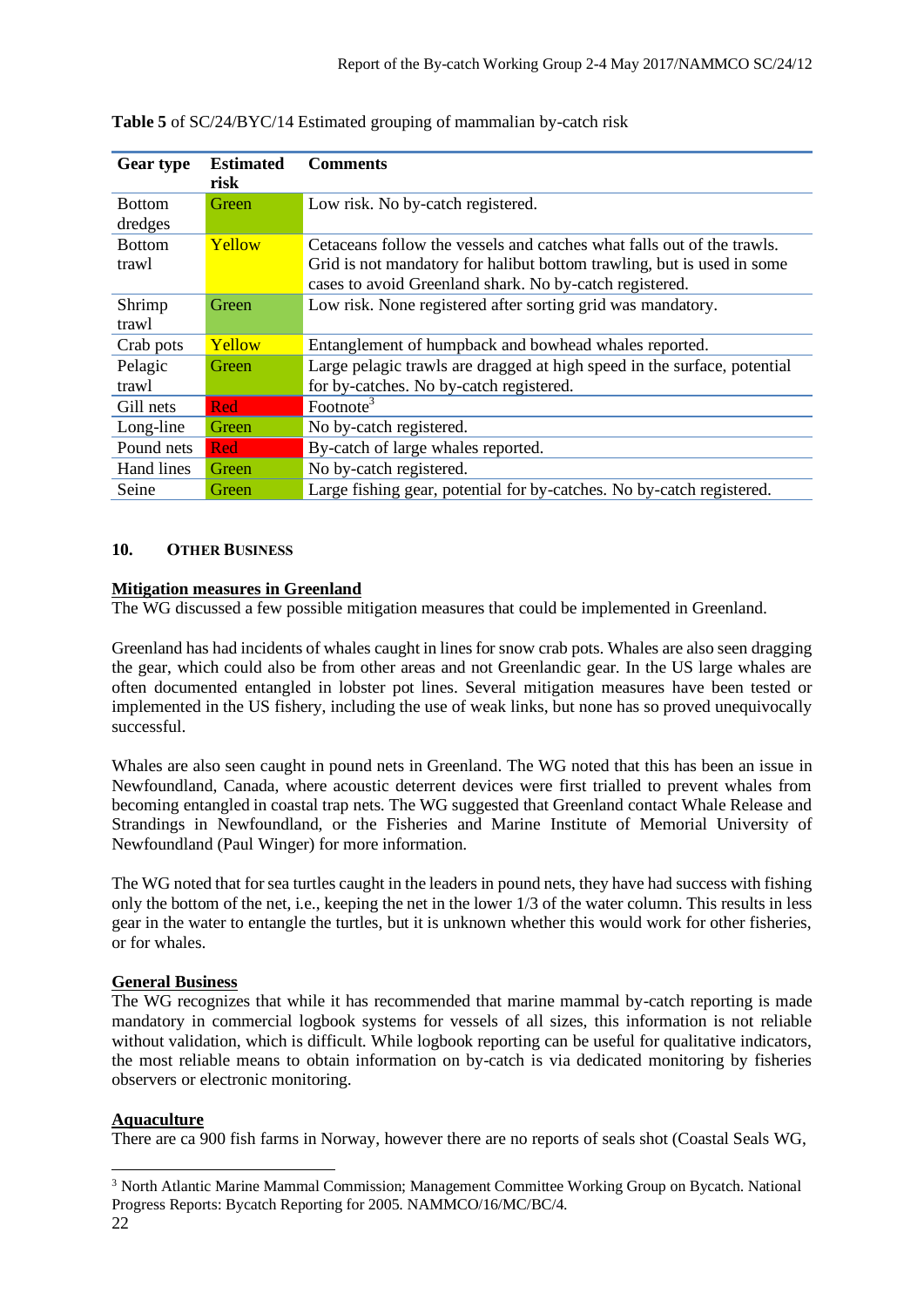**Table 5** of SC/24/BYC/14 Estimated grouping of mammalian by-catch risk

| Gear type | Estimated risk | Comments |
|---|---|---|
| Bottom dredges | Green | Low risk. No by-catch registered. |
| Bottom trawl | Yellow | Cetaceans follow the vessels and catches what falls out of the trawls. Grid is not mandatory for halibut bottom trawling, but is used in some cases to avoid Greenland shark. No by-catch registered. |
| Shrimp trawl | Green | Low risk. None registered after sorting grid was mandatory. |
| Crab pots | Yellow | Entanglement of humpback and bowhead whales reported. |
| Pelagic trawl | Green | Large pelagic trawls are dragged at high speed in the surface, potential for by-catches. No by-catch registered. |
| Gill nets | Red | Footnote[3] |
| Long-line | Green | No by-catch registered. |
| Pound nets | Red | By-catch of large whales reported. |
| Hand lines | Green | No by-catch registered. |
| Seine | Green | Large fishing gear, potential for by-catches. No by-catch registered. |

## 10. OTHER BUSINESS

**Mitigation measures in Greenland**

The WG discussed a few possible mitigation measures that could be implemented in Greenland.

Greenland has had incidents of whales caught in lines for snow crab pots. Whales are also seen dragging the gear, which could also be from other areas and not Greenlandic gear. In the US large whales are often documented entangled in lobster pot lines. Several mitigation measures have been tested or implemented in the US fishery, including the use of weak links, but none has so proved unequivocally successful.

Whales are also seen caught in pound nets in Greenland. The WG noted that this has been an issue in Newfoundland, Canada, where acoustic deterrent devices were first trialled to prevent whales from becoming entangled in coastal trap nets. The WG suggested that Greenland contact Whale Release and Strandings in Newfoundland, or the Fisheries and Marine Institute of Memorial University of Newfoundland (Paul Winger) for more information.

The WG noted that for sea turtles caught in the leaders in pound nets, they have had success with fishing only the bottom of the net, i.e., keeping the net in the lower 1/3 of the water column. This results in less gear in the water to entangle the turtles, but it is unknown whether this would work for other fisheries, or for whales.

**General Business**

The WG recognizes that while it has recommended that marine mammal by-catch reporting is made mandatory in commercial logbook systems for vessels of all sizes, this information is not reliable without validation, which is difficult. While logbook reporting can be useful for qualitative indicators, the most reliable means to obtain information on by-catch is via dedicated monitoring by fisheries observers or electronic monitoring.

**Aquaculture**

There are ca 900 fish farms in Norway, however there are no reports of seals shot (Coastal Seals WG,

[3] North Atlantic Marine Mammal Commission; Management Committee Working Group on Bycatch. National Progress Reports: Bycatch Reporting for 2005. NAMMCO/16/MC/BC/4.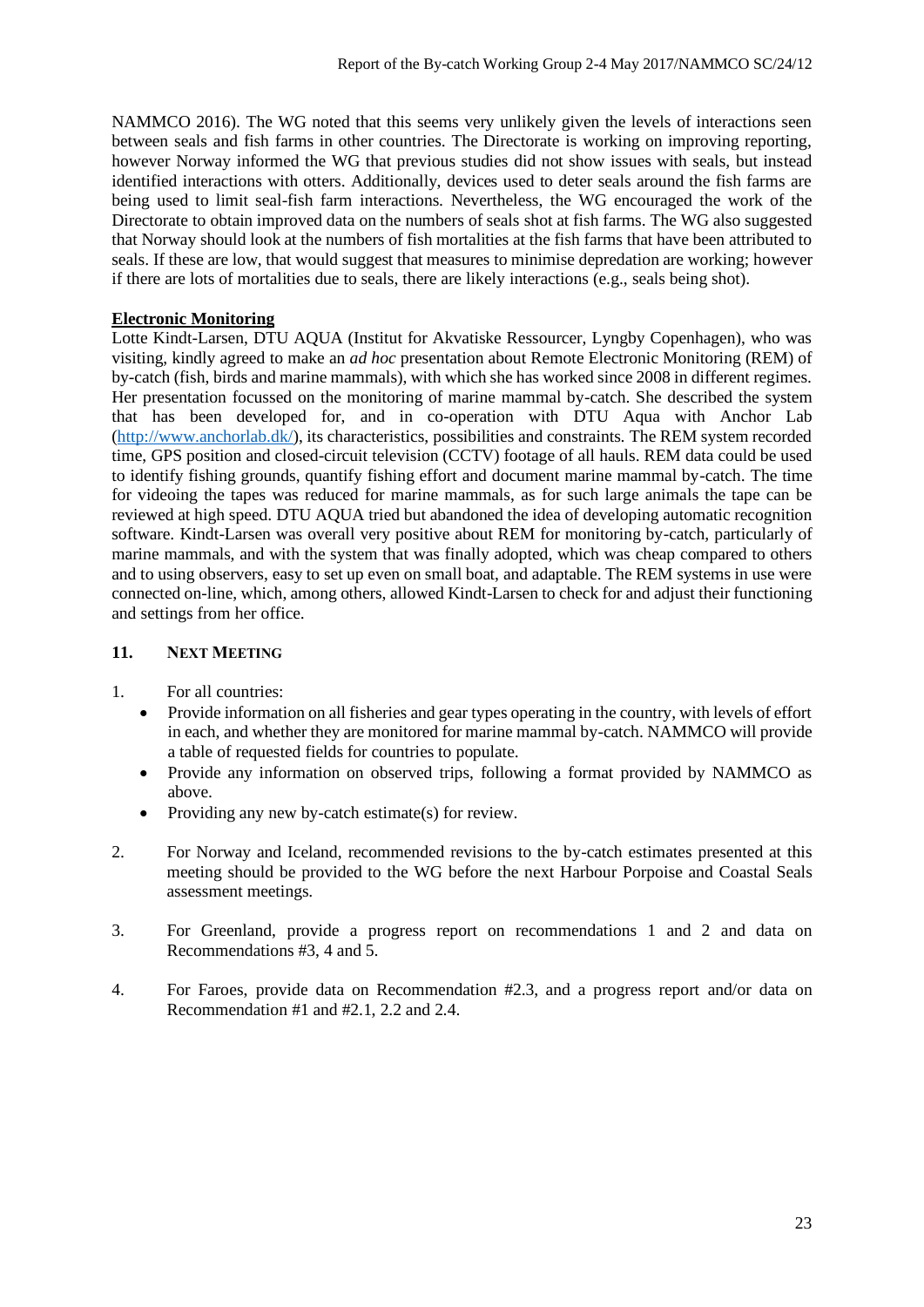NAMMCO 2016). The WG noted that this seems very unlikely given the levels of interactions seen between seals and fish farms in other countries. The Directorate is working on improving reporting, however Norway informed the WG that previous studies did not show issues with seals, but instead identified interactions with otters. Additionally, devices used to deter seals around the fish farms are being used to limit seal-fish farm interactions. Nevertheless, the WG encouraged the work of the Directorate to obtain improved data on the numbers of seals shot at fish farms. The WG also suggested that Norway should look at the numbers of fish mortalities at the fish farms that have been attributed to seals. If these are low, that would suggest that measures to minimise depredation are working; however if there are lots of mortalities due to seals, there are likely interactions (e.g., seals being shot).

**Electronic Monitoring**

Lotte Kindt-Larsen, DTU AQUA (Institut for Akvatiske Ressourcer, Lyngby Copenhagen), who was visiting, kindly agreed to make an *ad hoc* presentation about Remote Electronic Monitoring (REM) of by-catch (fish, birds and marine mammals), with which she has worked since 2008 in different regimes. Her presentation focussed on the monitoring of marine mammal by-catch. She described the system that has been developed for, and in co-operation with DTU Aqua with Anchor Lab (http://www.anchorlab.dk/), its characteristics, possibilities and constraints. The REM system recorded time, GPS position and closed-circuit television (CCTV) footage of all hauls. REM data could be used to identify fishing grounds, quantify fishing effort and document marine mammal by-catch. The time for videoing the tapes was reduced for marine mammals, as for such large animals the tape can be reviewed at high speed. DTU AQUA tried but abandoned the idea of developing automatic recognition software. Kindt-Larsen was overall very positive about REM for monitoring by-catch, particularly of marine mammals, and with the system that was finally adopted, which was cheap compared to others and to using observers, easy to set up even on small boat, and adaptable. The REM systems in use were connected on-line, which, among others, allowed Kindt-Larsen to check for and adjust their functioning and settings from her office.

## 11. NEXT MEETING

1. For all countries:
   - Provide information on all fisheries and gear types operating in the country, with levels of effort in each, and whether they are monitored for marine mammal by-catch. NAMMCO will provide a table of requested fields for countries to populate.
   - Provide any information on observed trips, following a format provided by NAMMCO as above.
   - Providing any new by-catch estimate(s) for review.

2. For Norway and Iceland, recommended revisions to the by-catch estimates presented at this meeting should be provided to the WG before the next Harbour Porpoise and Coastal Seals assessment meetings.

3. For Greenland, provide a progress report on recommendations 1 and 2 and data on Recommendations #3, 4 and 5.

4. For Faroes, provide data on Recommendation #2.3, and a progress report and/or data on Recommendation #1 and #2.1, 2.2 and 2.4.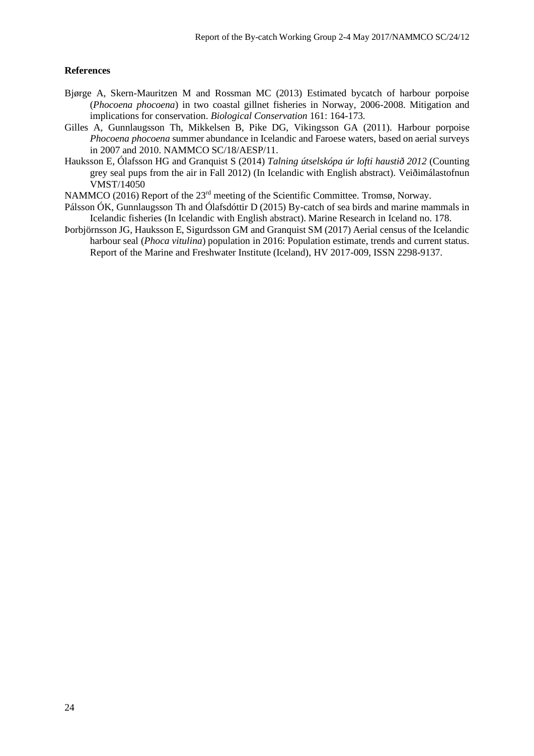**References**

Bjørge A, Skern-Mauritzen M and Rossman MC (2013) Estimated bycatch of harbour porpoise (*Phocoena phocoena*) in two coastal gillnet fisheries in Norway, 2006-2008. Mitigation and implications for conservation. *Biological Conservation* 161: 164-173.

Gilles A, Gunnlaugsson Th, Mikkelsen B, Pike DG, Vikingsson GA (2011). Harbour porpoise *Phocoena phocoena* summer abundance in Icelandic and Faroese waters, based on aerial surveys in 2007 and 2010. NAMMCO SC/18/AESP/11.

Hauksson E, Ólafsson HG and Granquist S (2014) *Talning útselskópa úr lofti haustið 2012* (Counting grey seal pups from the air in Fall 2012) (In Icelandic with English abstract). Veiðimálastofnun VMST/14050

NAMMCO (2016) Report of the 23rd meeting of the Scientific Committee. Tromsø, Norway.

Pálsson ÓK, Gunnlaugsson Th and Ólafsdóttir D (2015) By-catch of sea birds and marine mammals in Icelandic fisheries (In Icelandic with English abstract). Marine Research in Iceland no. 178.

Þorbjörnsson JG, Hauksson E, Sigurdsson GM and Granquist SM (2017) Aerial census of the Icelandic harbour seal (*Phoca vitulina*) population in 2016: Population estimate, trends and current status. Report of the Marine and Freshwater Institute (Iceland), HV 2017-009, ISSN 2298-9137.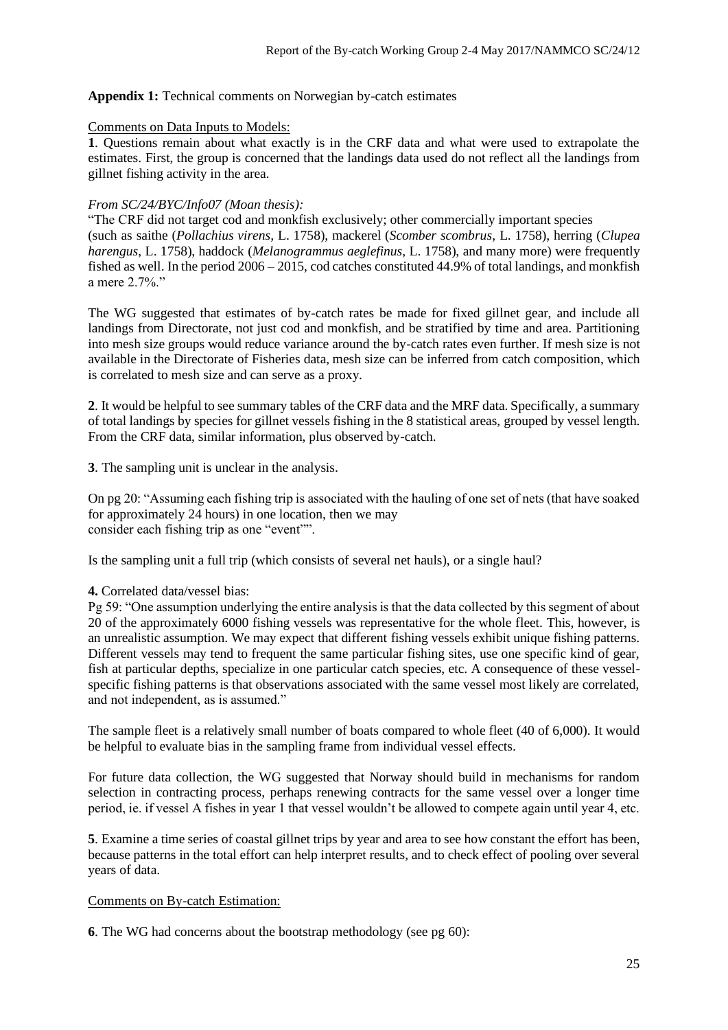**Appendix 1:** Technical comments on Norwegian by-catch estimates

Comments on Data Inputs to Models:

**1**. Questions remain about what exactly is in the CRF data and what were used to extrapolate the estimates. First, the group is concerned that the landings data used do not reflect all the landings from gillnet fishing activity in the area.

*From SC/24/BYC/Info07 (Moan thesis):*

"The CRF did not target cod and monkfish exclusively; other commercially important species (such as saithe (*Pollachius virens*, L. 1758), mackerel (*Scomber scombrus*, L. 1758), herring (*Clupea harengus*, L. 1758), haddock (*Melanogrammus aeglefinus*, L. 1758), and many more) were frequently fished as well. In the period 2006 – 2015, cod catches constituted 44.9% of total landings, and monkfish a mere 2.7%."

The WG suggested that estimates of by-catch rates be made for fixed gillnet gear, and include all landings from Directorate, not just cod and monkfish, and be stratified by time and area. Partitioning into mesh size groups would reduce variance around the by-catch rates even further. If mesh size is not available in the Directorate of Fisheries data, mesh size can be inferred from catch composition, which is correlated to mesh size and can serve as a proxy.

**2**. It would be helpful to see summary tables of the CRF data and the MRF data. Specifically, a summary of total landings by species for gillnet vessels fishing in the 8 statistical areas, grouped by vessel length. From the CRF data, similar information, plus observed by-catch.

**3**. The sampling unit is unclear in the analysis.

On pg 20: "Assuming each fishing trip is associated with the hauling of one set of nets (that have soaked for approximately 24 hours) in one location, then we may
consider each fishing trip as one "event"".

Is the sampling unit a full trip (which consists of several net hauls), or a single haul?

**4.** Correlated data/vessel bias:

Pg 59: "One assumption underlying the entire analysis is that the data collected by this segment of about 20 of the approximately 6000 fishing vessels was representative for the whole fleet. This, however, is an unrealistic assumption. We may expect that different fishing vessels exhibit unique fishing patterns. Different vessels may tend to frequent the same particular fishing sites, use one specific kind of gear, fish at particular depths, specialize in one particular catch species, etc. A consequence of these vessel-specific fishing patterns is that observations associated with the same vessel most likely are correlated, and not independent, as is assumed."

The sample fleet is a relatively small number of boats compared to whole fleet (40 of 6,000). It would be helpful to evaluate bias in the sampling frame from individual vessel effects.

For future data collection, the WG suggested that Norway should build in mechanisms for random selection in contracting process, perhaps renewing contracts for the same vessel over a longer time period, ie. if vessel A fishes in year 1 that vessel wouldn't be allowed to compete again until year 4, etc.

**5**. Examine a time series of coastal gillnet trips by year and area to see how constant the effort has been, because patterns in the total effort can help interpret results, and to check effect of pooling over several years of data.

Comments on By-catch Estimation:

**6**. The WG had concerns about the bootstrap methodology (see pg 60):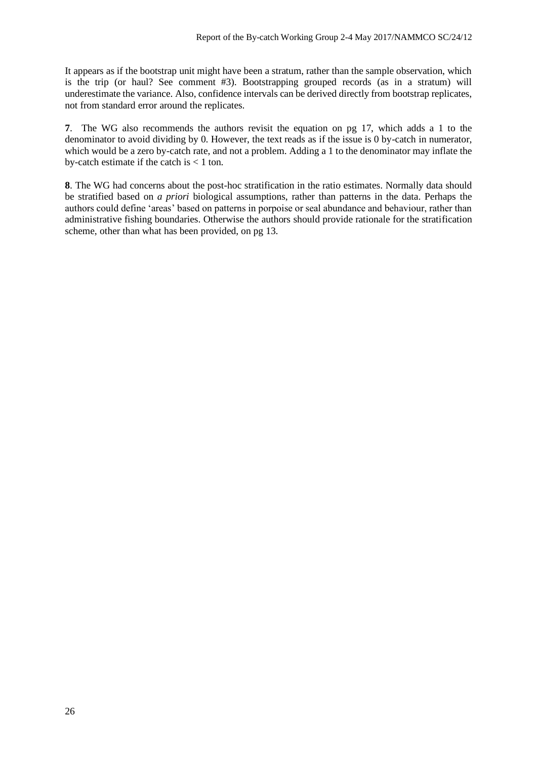It appears as if the bootstrap unit might have been a stratum, rather than the sample observation, which is the trip (or haul? See comment #3). Bootstrapping grouped records (as in a stratum) will underestimate the variance. Also, confidence intervals can be derived directly from bootstrap replicates, not from standard error around the replicates.

**7**. The WG also recommends the authors revisit the equation on pg 17, which adds a 1 to the denominator to avoid dividing by 0. However, the text reads as if the issue is 0 by-catch in numerator, which would be a zero by-catch rate, and not a problem. Adding a 1 to the denominator may inflate the by-catch estimate if the catch is < 1 ton.

**8**. The WG had concerns about the post-hoc stratification in the ratio estimates. Normally data should be stratified based on *a priori* biological assumptions, rather than patterns in the data. Perhaps the authors could define 'areas' based on patterns in porpoise or seal abundance and behaviour, rather than administrative fishing boundaries. Otherwise the authors should provide rationale for the stratification scheme, other than what has been provided, on pg 13.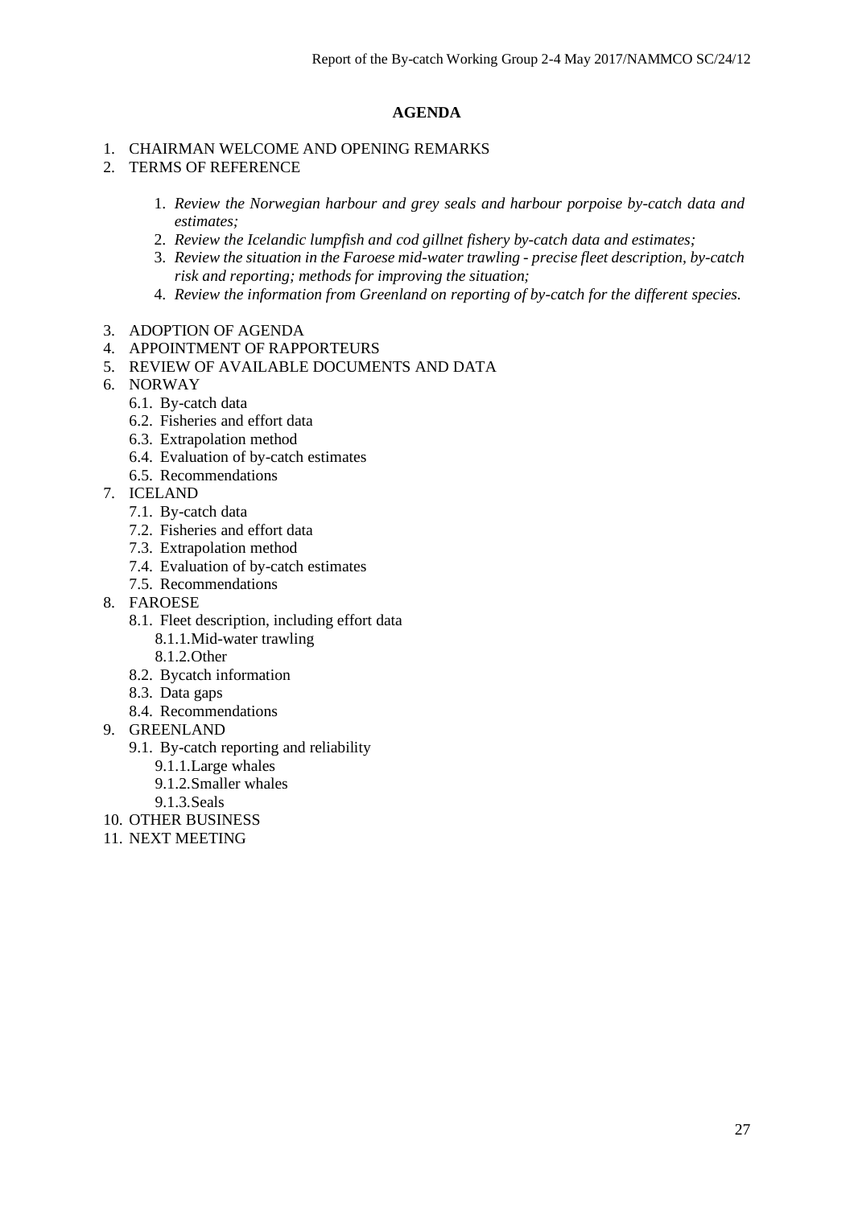**AGENDA**

1. CHAIRMAN WELCOME AND OPENING REMARKS
2. TERMS OF REFERENCE
    1. *Review the Norwegian harbour and grey seals and harbour porpoise by-catch data and estimates;*
    2. *Review the Icelandic lumpfish and cod gillnet fishery by-catch data and estimates;*
    3. *Review the situation in the Faroese mid-water trawling - precise fleet description, by-catch risk and reporting; methods for improving the situation;*
    4. *Review the information from Greenland on reporting of by-catch for the different species.*
3. ADOPTION OF AGENDA
4. APPOINTMENT OF RAPPORTEURS
5. REVIEW OF AVAILABLE DOCUMENTS AND DATA
6. NORWAY
    - 6.1. By-catch data
    - 6.2. Fisheries and effort data
    - 6.3. Extrapolation method
    - 6.4. Evaluation of by-catch estimates
    - 6.5. Recommendations
7. ICELAND
    - 7.1. By-catch data
    - 7.2. Fisheries and effort data
    - 7.3. Extrapolation method
    - 7.4. Evaluation of by-catch estimates
    - 7.5. Recommendations
8. FAROESE
    - 8.1. Fleet description, including effort data
        - 8.1.1. Mid-water trawling
        - 8.1.2. Other
    - 8.2. Bycatch information
    - 8.3. Data gaps
    - 8.4. Recommendations
9. GREENLAND
    - 9.1. By-catch reporting and reliability
        - 9.1.1. Large whales
        - 9.1.2. Smaller whales
        - 9.1.3. Seals
10. OTHER BUSINESS
11. NEXT MEETING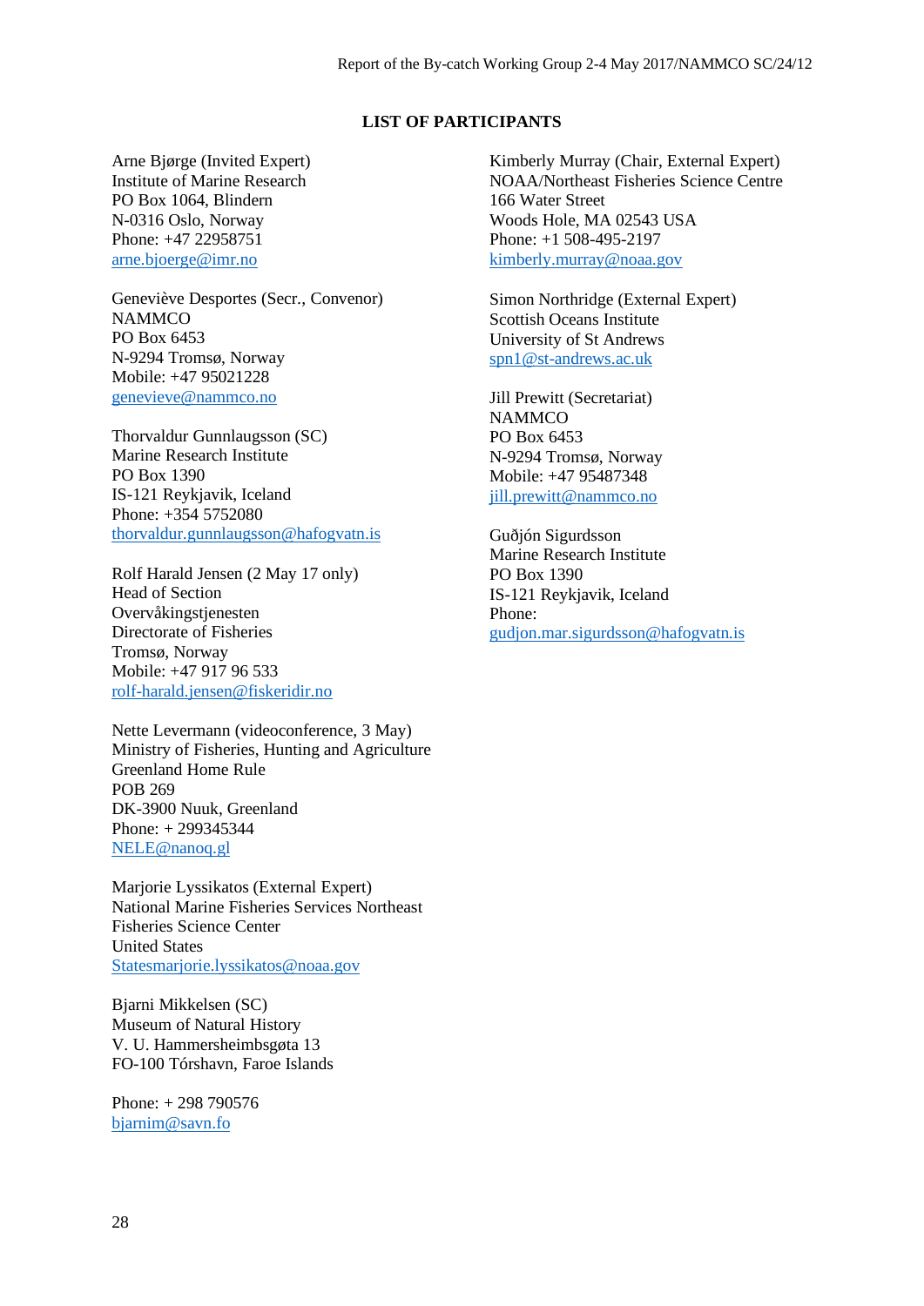## LIST OF PARTICIPANTS

Arne Bjørge (Invited Expert)
Institute of Marine Research
PO Box 1064, Blindern
N-0316 Oslo, Norway
Phone: +47 22958751
arne.bjoerge@imr.no

Geneviève Desportes (Secr., Convenor)
NAMMCO
PO Box 6453
N-9294 Tromsø, Norway
Mobile: +47 95021228
genevieve@nammco.no

Thorvaldur Gunnlaugsson (SC)
Marine Research Institute
PO Box 1390
IS-121 Reykjavik, Iceland
Phone: +354 5752080
thorvaldur.gunnlaugsson@hafogvatn.is

Rolf Harald Jensen (2 May 17 only)
Head of Section
Overvåkingstjenesten
Directorate of Fisheries
Tromsø, Norway
Mobile: +47 917 96 533
rolf-harald.jensen@fiskeridir.no

Nette Levermann (videoconference, 3 May)
Ministry of Fisheries, Hunting and Agriculture
Greenland Home Rule
POB 269
DK-3900 Nuuk, Greenland
Phone: + 299345344
NELE@nanoq.gl

Marjorie Lyssikatos (External Expert)
National Marine Fisheries Services Northeast
Fisheries Science Center
United States
Statesmarjorie.lyssikatos@noaa.gov

Bjarni Mikkelsen (SC)
Museum of Natural History
V. U. Hammersheimbsgøta 13
FO-100 Tórshavn, Faroe Islands

Phone: + 298 790576
bjarnim@savn.fo

Kimberly Murray (Chair, External Expert)
NOAA/Northeast Fisheries Science Centre
166 Water Street
Woods Hole, MA 02543 USA
Phone: +1 508-495-2197
kimberly.murray@noaa.gov

Simon Northridge (External Expert)
Scottish Oceans Institute
University of St Andrews
spn1@st-andrews.ac.uk

Jill Prewitt (Secretariat)
NAMMCO
PO Box 6453
N-9294 Tromsø, Norway
Mobile: +47 95487348
jill.prewitt@nammco.no

Guðjón Sigurdsson
Marine Research Institute
PO Box 1390
IS-121 Reykjavik, Iceland
Phone:
gudjon.mar.sigurdsson@hafogvatn.is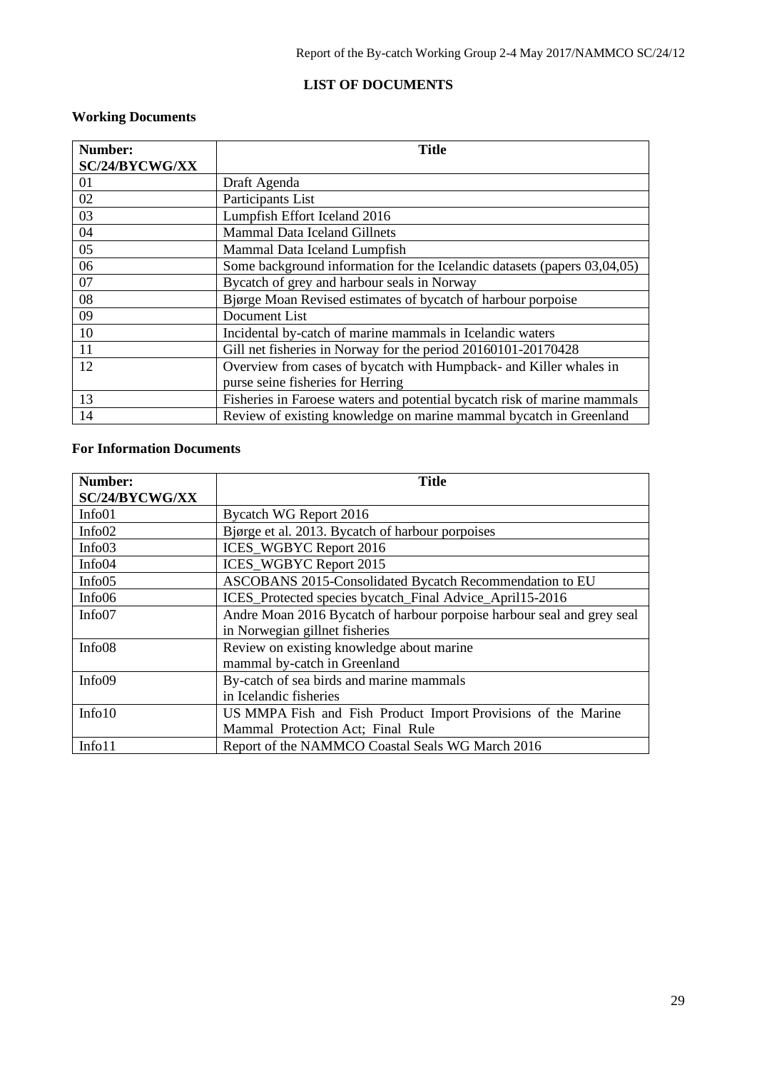## LIST OF DOCUMENTS

### Working Documents

| Number: SC/24/BYCWG/XX | Title |
|---|---|
| 01 | Draft Agenda |
| 02 | Participants List |
| 03 | Lumpfish Effort Iceland 2016 |
| 04 | Mammal Data Iceland Gillnets |
| 05 | Mammal Data Iceland Lumpfish |
| 06 | Some background information for the Icelandic datasets (papers 03,04,05) |
| 07 | Bycatch of grey and harbour seals in Norway |
| 08 | Bjørge Moan Revised estimates of bycatch of harbour porpoise |
| 09 | Document List |
| 10 | Incidental by-catch of marine mammals in Icelandic waters |
| 11 | Gill net fisheries in Norway for the period 20160101-20170428 |
| 12 | Overview from cases of bycatch with Humpback- and Killer whales in purse seine fisheries for Herring |
| 13 | Fisheries in Faroese waters and potential bycatch risk of marine mammals |
| 14 | Review of existing knowledge on marine mammal bycatch in Greenland |

### For Information Documents

| Number: SC/24/BYCWG/XX | Title |
|---|---|
| Info01 | Bycatch WG Report 2016 |
| Info02 | Bjørge et al. 2013. Bycatch of harbour porpoises |
| Info03 | ICES_WGBYC Report 2016 |
| Info04 | ICES_WGBYC Report 2015 |
| Info05 | ASCOBANS 2015-Consolidated Bycatch Recommendation to EU |
| Info06 | ICES_Protected species bycatch_Final Advice_April15-2016 |
| Info07 | Andre Moan 2016 Bycatch of harbour porpoise harbour seal and grey seal in Norwegian gillnet fisheries |
| Info08 | Review on existing knowledge about marine mammal by-catch in Greenland |
| Info09 | By-catch of sea birds and marine mammals in Icelandic fisheries |
| Info10 | US MMPA Fish and Fish Product Import Provisions of the Marine Mammal Protection Act; Final Rule |
| Info11 | Report of the NAMMCO Coastal Seals WG March 2016 |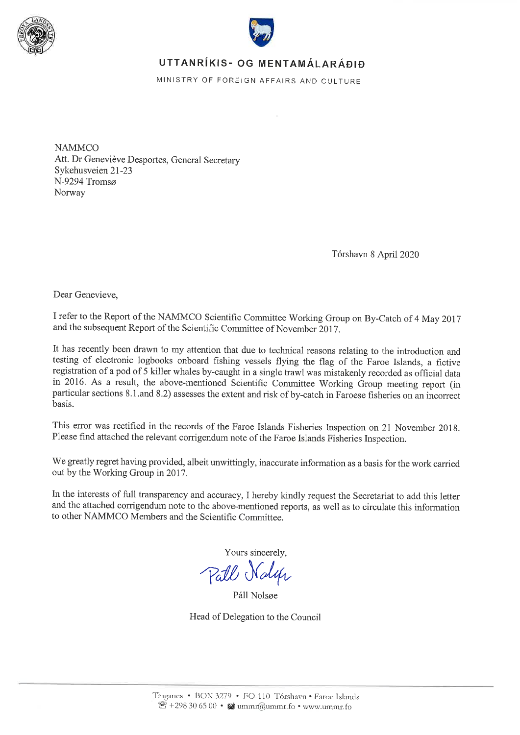**UTTANRÍKIS- OG MENTAMÁLARÁÐIÐ**

MINISTRY OF FOREIGN AFFAIRS AND CULTURE

NAMMCO
Att. Dr Geneviève Desportes, General Secretary
Sykehusveien 21-23
N-9294 Tromsø
Norway

Tórshavn 8 April 2020

Dear Genevieve,

I refer to the Report of the NAMMCO Scientific Committee Working Group on By-Catch of 4 May 2017 and the subsequent Report of the Scientific Committee of November 2017.

It has recently been drawn to my attention that due to technical reasons relating to the introduction and testing of electronic logbooks onboard fishing vessels flying the flag of the Faroe Islands, a fictive registration of a pod of 5 killer whales by-caught in a single trawl was mistakenly recorded as official data in 2016. As a result, the above-mentioned Scientific Committee Working Group meeting report (in particular sections 8.1.and 8.2) assesses the extent and risk of by-catch in Faroese fisheries on an incorrect basis.

This error was rectified in the records of the Faroe Islands Fisheries Inspection on 21 November 2018. Please find attached the relevant corrigendum note of the Faroe Islands Fisheries Inspection.

We greatly regret having provided, albeit unwittingly, inaccurate information as a basis for the work carried out by the Working Group in 2017.

In the interests of full transparency and accuracy, I hereby kindly request the Secretariat to add this letter and the attached corrigendum note to the above-mentioned reports, as well as to circulate this information to other NAMMCO Members and the Scientific Committee.

Yours sincerely,

Páll Nolsøe

Head of Delegation to the Council

Tinganes • BOX 3279 • FO-110 Tórshavn • Faroe Islands
☏ +298 30 65 00 • ✉ ummr@ummr.fo • www.ummr.fo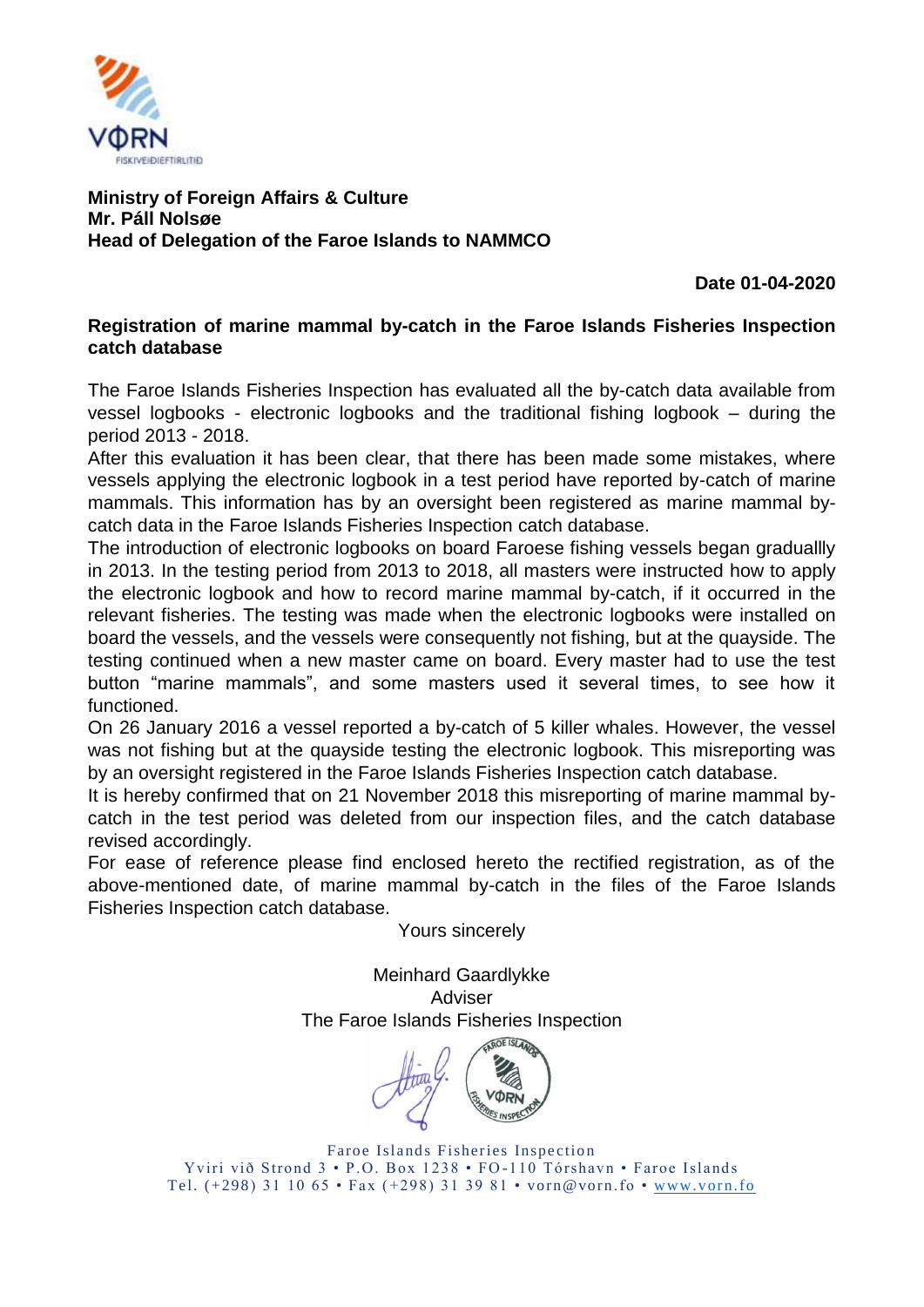VØRN
FISKIVEIÐIEFTIRLITIÐ

**Ministry of Foreign Affairs & Culture**
**Mr. Páll Nolsøe**
**Head of Delegation of the Faroe Islands to NAMMCO**

**Date 01-04-2020**

**Registration of marine mammal by-catch in the Faroe Islands Fisheries Inspection catch database**

The Faroe Islands Fisheries Inspection has evaluated all the by-catch data available from vessel logbooks - electronic logbooks and the traditional fishing logbook – during the period 2013 - 2018.

After this evaluation it has been clear, that there has been made some mistakes, where vessels applying the electronic logbook in a test period have reported by-catch of marine mammals. This information has by an oversight been registered as marine mammal by-catch data in the Faroe Islands Fisheries Inspection catch database.

The introduction of electronic logbooks on board Faroese fishing vessels began graduallly in 2013. In the testing period from 2013 to 2018, all masters were instructed how to apply the electronic logbook and how to record marine mammal by-catch, if it occurred in the relevant fisheries. The testing was made when the electronic logbooks were installed on board the vessels, and the vessels were consequently not fishing, but at the quayside. The testing continued when a new master came on board. Every master had to use the test button "marine mammals", and some masters used it several times, to see how it functioned.

On 26 January 2016 a vessel reported a by-catch of 5 killer whales. However, the vessel was not fishing but at the quayside testing the electronic logbook. This misreporting was by an oversight registered in the Faroe Islands Fisheries Inspection catch database.

It is hereby confirmed that on 21 November 2018 this misreporting of marine mammal by-catch in the test period was deleted from our inspection files, and the catch database revised accordingly.

For ease of reference please find enclosed hereto the rectified registration, as of the above-mentioned date, of marine mammal by-catch in the files of the Faroe Islands Fisheries Inspection catch database.

Yours sincerely

Meinhard Gaardlykke
Adviser
The Faroe Islands Fisheries Inspection

Faroe Islands Fisheries Inspection
Yviri við Strond 3 • P.O. Box 1238 • FO-110 Tórshavn • Faroe Islands
Tel. (+298) 31 10 65 • Fax (+298) 31 39 81 • vorn@vorn.fo • www.vorn.fo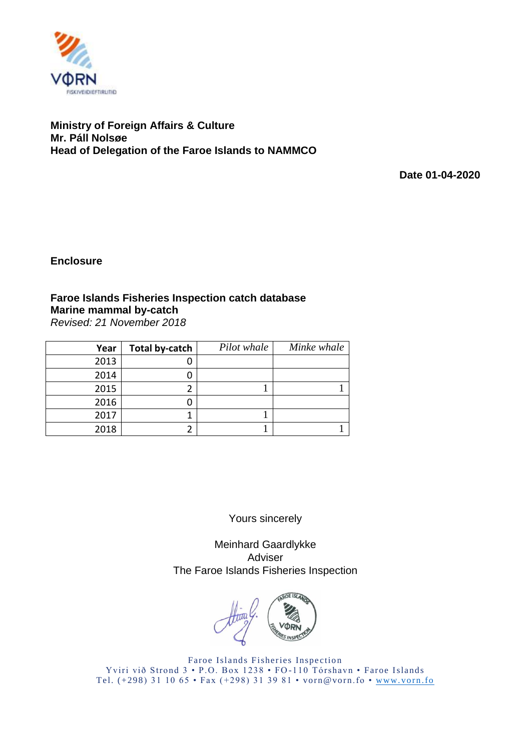VØRN
FISKIVEIÐIEFTIRLITIÐ

**Ministry of Foreign Affairs & Culture**
**Mr. Páll Nolsøe**
**Head of Delegation of the Faroe Islands to NAMMCO**

**Date 01-04-2020**

**Enclosure**

**Faroe Islands Fisheries Inspection catch database**
**Marine mammal by-catch**
*Revised: 21 November 2018*

| Year | Total by-catch | *Pilot whale* | *Minke whale* |
|---|---|---|---|
| 2013 | 0 | | |
| 2014 | 0 | | |
| 2015 | 2 | 1 | 1 |
| 2016 | 0 | | |
| 2017 | 1 | 1 | |
| 2018 | 2 | 1 | 1 |

Yours sincerely

Meinhard Gaardlykke
Adviser
The Faroe Islands Fisheries Inspection

Faroe Islands Fisheries Inspection
Yviri við Strond 3 • P.O. Box 1238 • FO-110 Tórshavn • Faroe Islands
Tel. (+298) 31 10 65 • Fax (+298) 31 39 81 • vorn@vorn.fo • www.vorn.fo